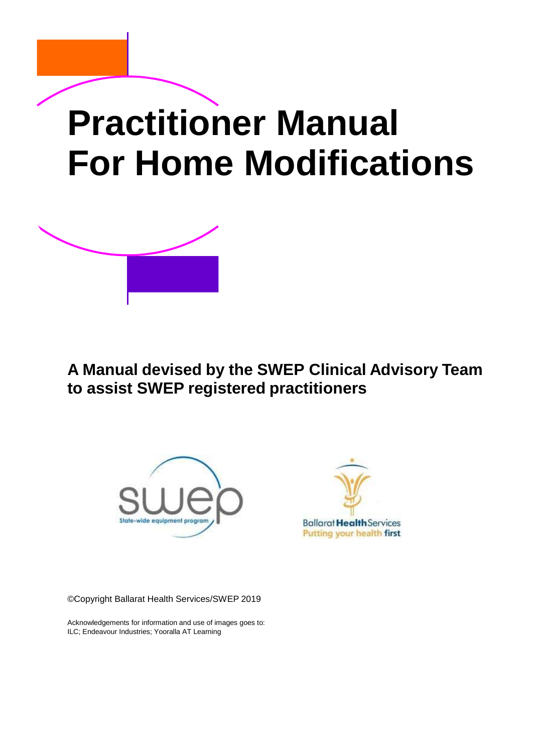# Practitioner Manual For Home Modifications

**A Manual devised by the SWEP Clinical Advisory Team to assist SWEP registered practitioners**

©Copyright Ballarat Health Services/SWEP 2019

Acknowledgements for information and use of images goes to:
ILC; Endeavour Industries; Yooralla AT Learning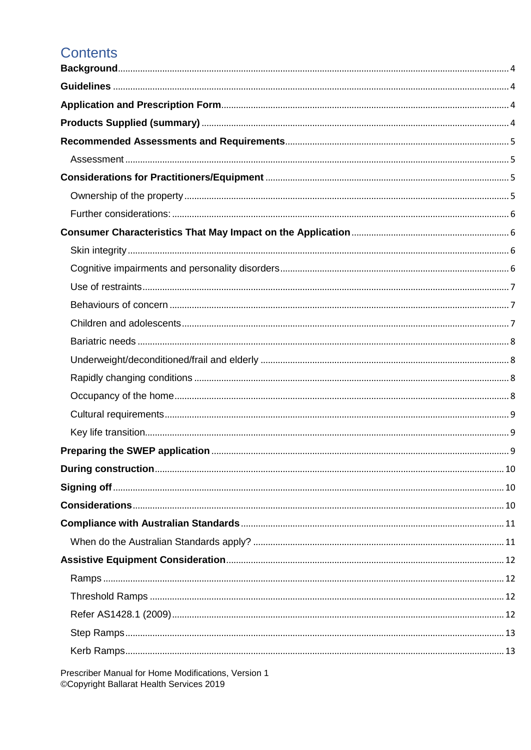# Contents

**Background** ........ 4

**Guidelines** ........ 4

**Application and Prescription Form** ........ 4

**Products Supplied (summary)** ........ 4

**Recommended Assessments and Requirements** ........ 5

- Assessment ........ 5

**Considerations for Practitioners/Equipment** ........ 5

- Ownership of the property ........ 5
- Further considerations: ........ 6

**Consumer Characteristics That May Impact on the Application** ........ 6

- Skin integrity ........ 6
- Cognitive impairments and personality disorders ........ 6
- Use of restraints ........ 7
- Behaviours of concern ........ 7
- Children and adolescents ........ 7
- Bariatric needs ........ 8
- Underweight/deconditioned/frail and elderly ........ 8
- Rapidly changing conditions ........ 8
- Occupancy of the home ........ 8
- Cultural requirements ........ 9
- Key life transition ........ 9

**Preparing the SWEP application** ........ 9

**During construction** ........ 10

**Signing off** ........ 10

**Considerations** ........ 10

**Compliance with Australian Standards** ........ 11

- When do the Australian Standards apply? ........ 11

**Assistive Equipment Consideration** ........ 12

- Ramps ........ 12
- Threshold Ramps ........ 12
- Refer AS1428.1 (2009) ........ 12
- Step Ramps ........ 13
- Kerb Ramps ........ 13

Prescriber Manual for Home Modifications, Version 1
©Copyright Ballarat Health Services 2019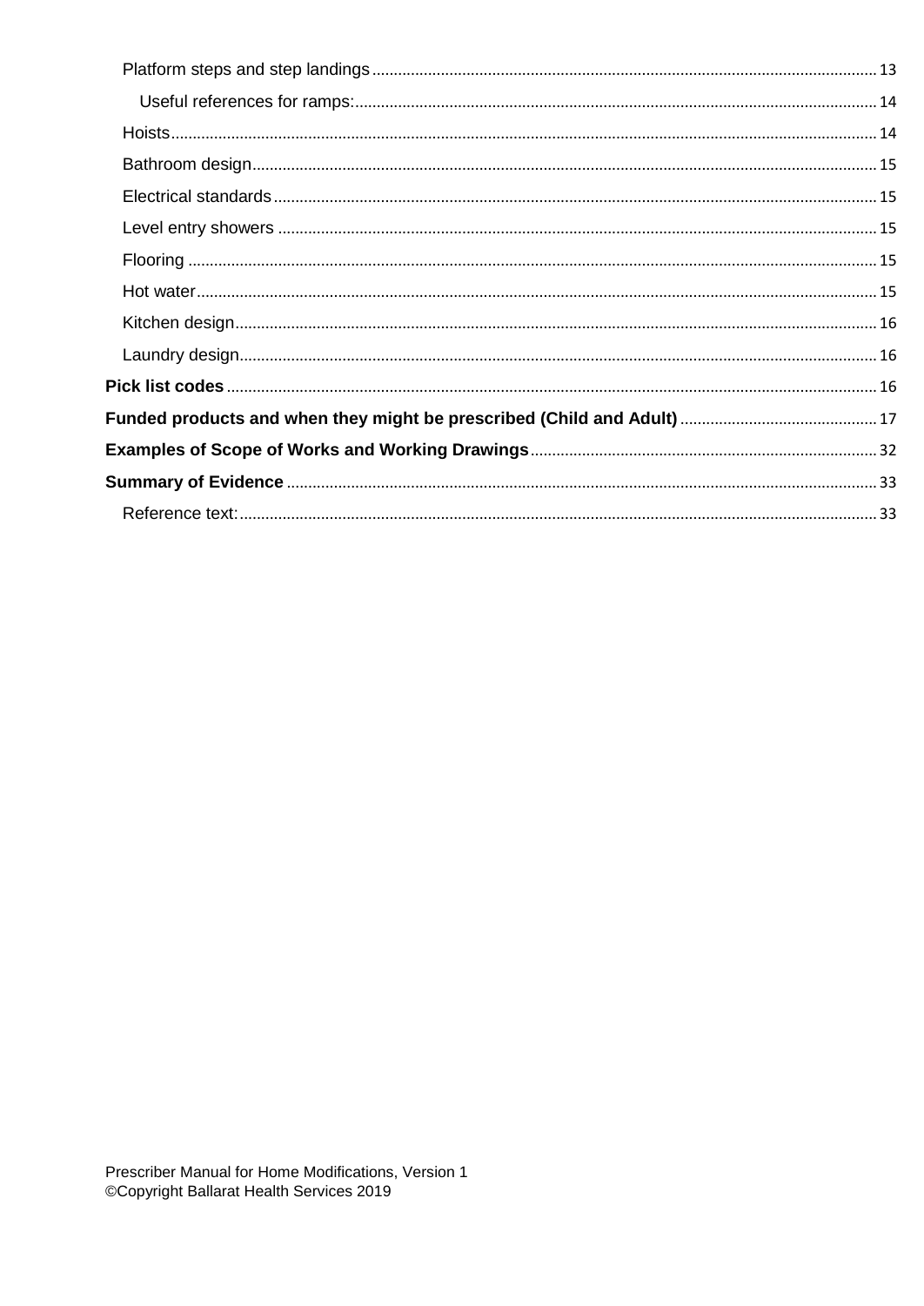Platform steps and step landings ..... 13

Useful references for ramps: ..... 14

Hoists ..... 14

Bathroom design ..... 15

Electrical standards ..... 15

Level entry showers ..... 15

Flooring ..... 15

Hot water ..... 15

Kitchen design ..... 16

Laundry design ..... 16

**Pick list codes** ..... 16

**Funded products and when they might be prescribed (Child and Adult)** ..... 17

**Examples of Scope of Works and Working Drawings** ..... 32

**Summary of Evidence** ..... 33

Reference text: ..... 33

Prescriber Manual for Home Modifications, Version 1
©Copyright Ballarat Health Services 2019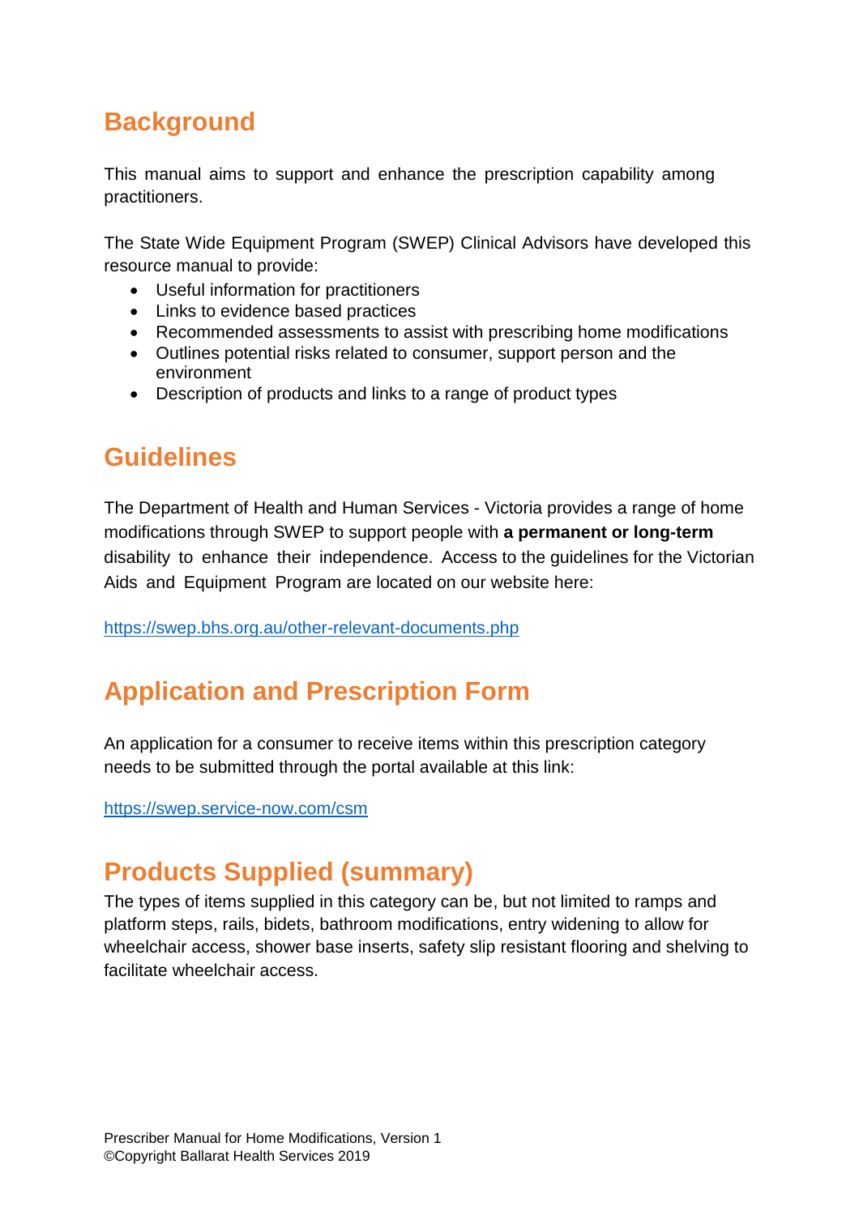## Background

This manual aims to support and enhance the prescription capability among practitioners.

The State Wide Equipment Program (SWEP) Clinical Advisors have developed this resource manual to provide:

- Useful information for practitioners
- Links to evidence based practices
- Recommended assessments to assist with prescribing home modifications
- Outlines potential risks related to consumer, support person and the environment
- Description of products and links to a range of product types

## Guidelines

The Department of Health and Human Services - Victoria provides a range of home modifications through SWEP to support people with **a permanent or long-term** disability to enhance their independence. Access to the guidelines for the Victorian Aids and Equipment Program are located on our website here:

https://swep.bhs.org.au/other-relevant-documents.php

## Application and Prescription Form

An application for a consumer to receive items within this prescription category needs to be submitted through the portal available at this link:

https://swep.service-now.com/csm

## Products Supplied (summary)

The types of items supplied in this category can be, but not limited to ramps and platform steps, rails, bidets, bathroom modifications, entry widening to allow for wheelchair access, shower base inserts, safety slip resistant flooring and shelving to facilitate wheelchair access.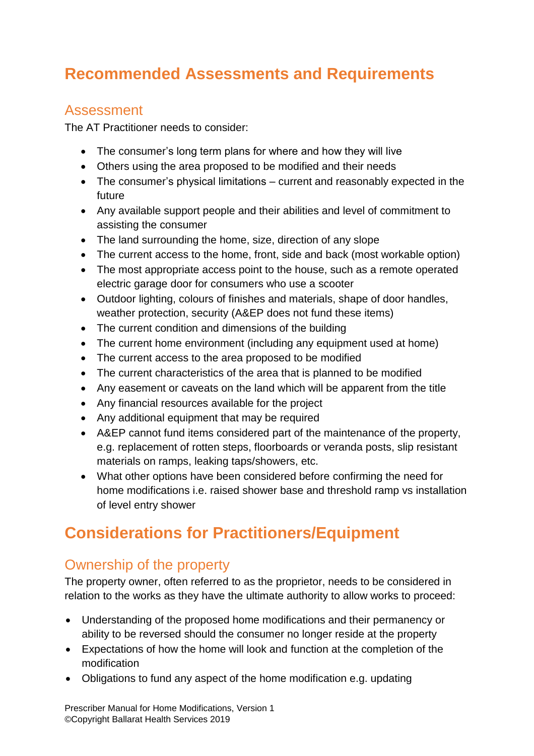# Recommended Assessments and Requirements

## Assessment

The AT Practitioner needs to consider:

- The consumer's long term plans for where and how they will live
- Others using the area proposed to be modified and their needs
- The consumer's physical limitations – current and reasonably expected in the future
- Any available support people and their abilities and level of commitment to assisting the consumer
- The land surrounding the home, size, direction of any slope
- The current access to the home, front, side and back (most workable option)
- The most appropriate access point to the house, such as a remote operated electric garage door for consumers who use a scooter
- Outdoor lighting, colours of finishes and materials, shape of door handles, weather protection, security (A&EP does not fund these items)
- The current condition and dimensions of the building
- The current home environment (including any equipment used at home)
- The current access to the area proposed to be modified
- The current characteristics of the area that is planned to be modified
- Any easement or caveats on the land which will be apparent from the title
- Any financial resources available for the project
- Any additional equipment that may be required
- A&EP cannot fund items considered part of the maintenance of the property, e.g. replacement of rotten steps, floorboards or veranda posts, slip resistant materials on ramps, leaking taps/showers, etc.
- What other options have been considered before confirming the need for home modifications i.e. raised shower base and threshold ramp vs installation of level entry shower

# Considerations for Practitioners/Equipment

## Ownership of the property

The property owner, often referred to as the proprietor, needs to be considered in relation to the works as they have the ultimate authority to allow works to proceed:

- Understanding of the proposed home modifications and their permanency or ability to be reversed should the consumer no longer reside at the property
- Expectations of how the home will look and function at the completion of the modification
- Obligations to fund any aspect of the home modification e.g. updating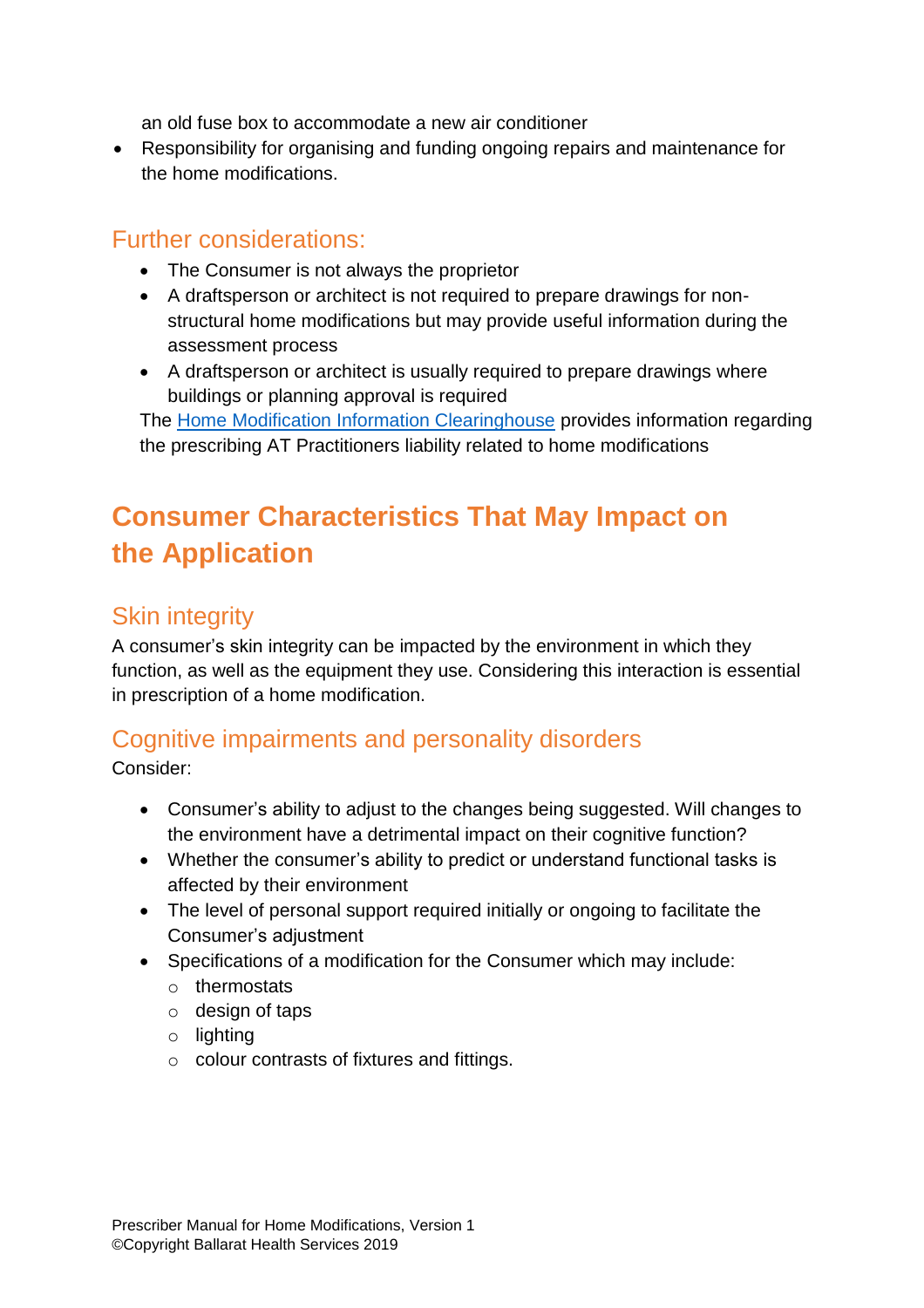an old fuse box to accommodate a new air conditioner

- Responsibility for organising and funding ongoing repairs and maintenance for the home modifications.

### Further considerations:

- The Consumer is not always the proprietor
- A draftsperson or architect is not required to prepare drawings for non-structural home modifications but may provide useful information during the assessment process
- A draftsperson or architect is usually required to prepare drawings where buildings or planning approval is required

The [Home Modification Information Clearinghouse](Home Modification Information Clearinghouse) provides information regarding the prescribing AT Practitioners liability related to home modifications

## Consumer Characteristics That May Impact on the Application

### Skin integrity

A consumer's skin integrity can be impacted by the environment in which they function, as well as the equipment they use. Considering this interaction is essential in prescription of a home modification.

### Cognitive impairments and personality disorders

Consider:

- Consumer's ability to adjust to the changes being suggested. Will changes to the environment have a detrimental impact on their cognitive function?
- Whether the consumer's ability to predict or understand functional tasks is affected by their environment
- The level of personal support required initially or ongoing to facilitate the Consumer's adjustment
- Specifications of a modification for the Consumer which may include:
  - thermostats
  - design of taps
  - lighting
  - colour contrasts of fixtures and fittings.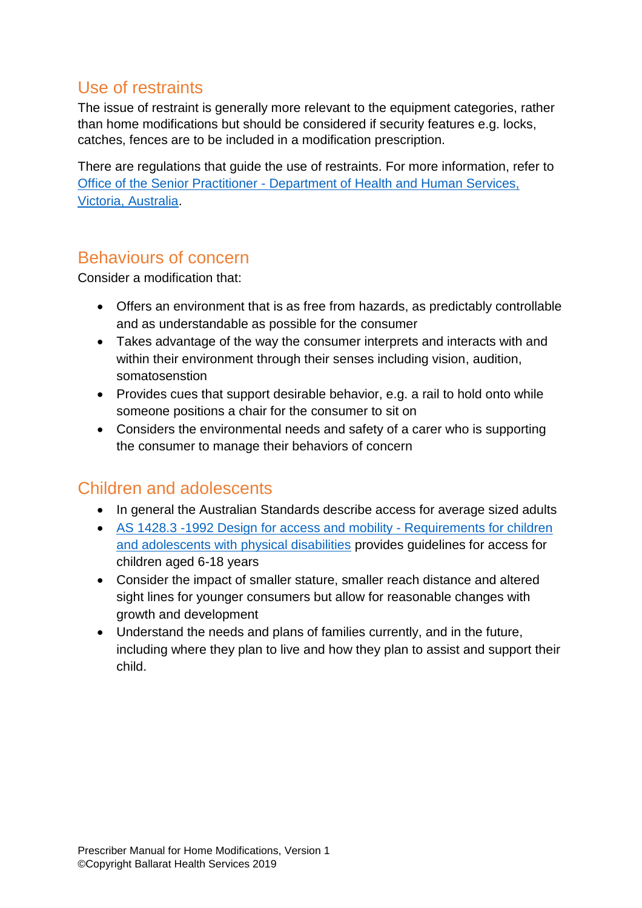## Use of restraints

The issue of restraint is generally more relevant to the equipment categories, rather than home modifications but should be considered if security features e.g. locks, catches, fences are to be included in a modification prescription.

There are regulations that guide the use of restraints. For more information, refer to Office of the Senior Practitioner - Department of Health and Human Services, Victoria, Australia.

## Behaviours of concern

Consider a modification that:

- Offers an environment that is as free from hazards, as predictably controllable and as understandable as possible for the consumer
- Takes advantage of the way the consumer interprets and interacts with and within their environment through their senses including vision, audition, somatosenstion
- Provides cues that support desirable behavior, e.g. a rail to hold onto while someone positions a chair for the consumer to sit on
- Considers the environmental needs and safety of a carer who is supporting the consumer to manage their behaviors of concern

## Children and adolescents

- In general the Australian Standards describe access for average sized adults
- AS 1428.3 -1992 Design for access and mobility - Requirements for children and adolescents with physical disabilities provides guidelines for access for children aged 6-18 years
- Consider the impact of smaller stature, smaller reach distance and altered sight lines for younger consumers but allow for reasonable changes with growth and development
- Understand the needs and plans of families currently, and in the future, including where they plan to live and how they plan to assist and support their child.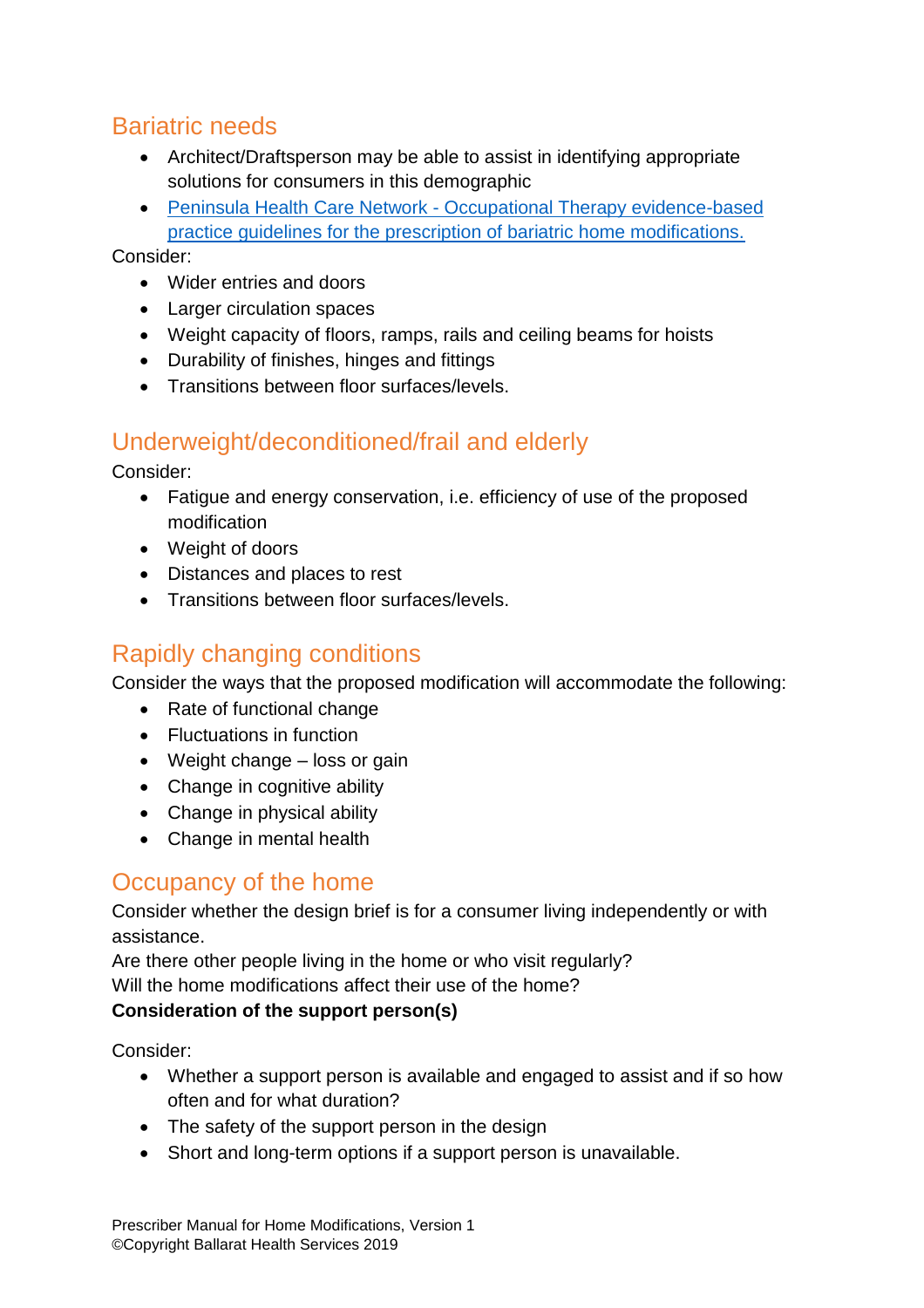## Bariatric needs

- Architect/Draftsperson may be able to assist in identifying appropriate solutions for consumers in this demographic
- [Peninsula Health Care Network - Occupational Therapy evidence-based practice guidelines for the prescription of bariatric home modifications.]()

Consider:

- Wider entries and doors
- Larger circulation spaces
- Weight capacity of floors, ramps, rails and ceiling beams for hoists
- Durability of finishes, hinges and fittings
- Transitions between floor surfaces/levels.

## Underweight/deconditioned/frail and elderly

Consider:

- Fatigue and energy conservation, i.e. efficiency of use of the proposed modification
- Weight of doors
- Distances and places to rest
- Transitions between floor surfaces/levels.

## Rapidly changing conditions

Consider the ways that the proposed modification will accommodate the following:

- Rate of functional change
- Fluctuations in function
- Weight change – loss or gain
- Change in cognitive ability
- Change in physical ability
- Change in mental health

## Occupancy of the home

Consider whether the design brief is for a consumer living independently or with assistance.
Are there other people living in the home or who visit regularly?
Will the home modifications affect their use of the home?

**Consideration of the support person(s)**

Consider:

- Whether a support person is available and engaged to assist and if so how often and for what duration?
- The safety of the support person in the design
- Short and long-term options if a support person is unavailable.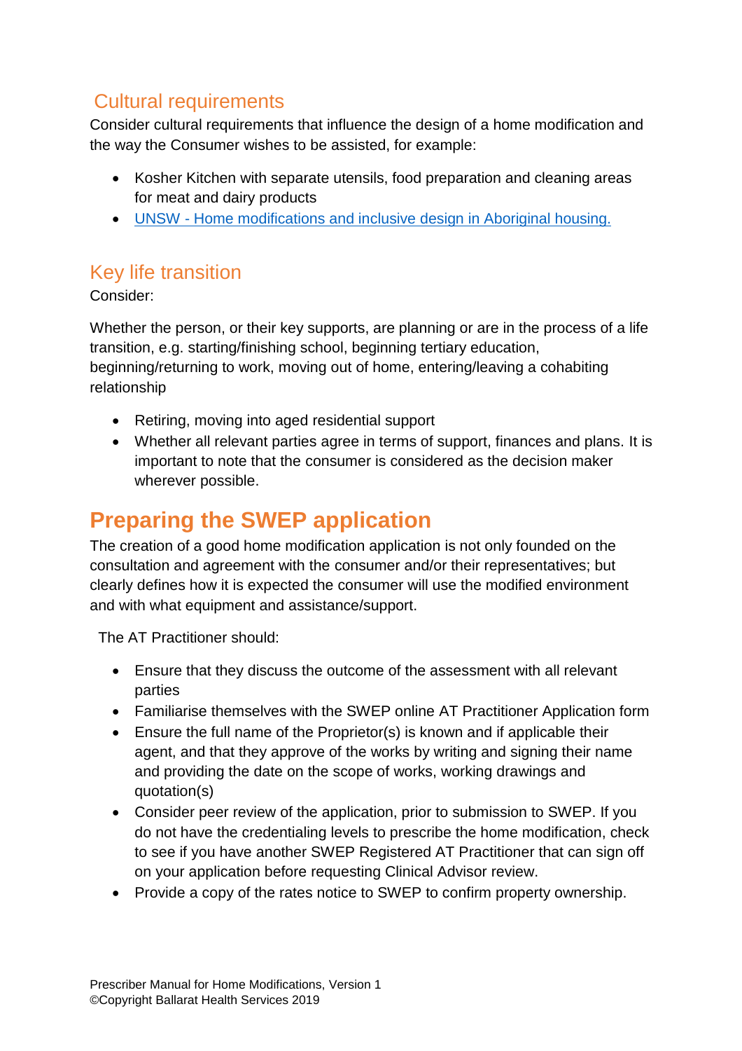### Cultural requirements

Consider cultural requirements that influence the design of a home modification and the way the Consumer wishes to be assisted, for example:

- Kosher Kitchen with separate utensils, food preparation and cleaning areas for meat and dairy products
- UNSW - Home modifications and inclusive design in Aboriginal housing.

### Key life transition

Consider:

Whether the person, or their key supports, are planning or are in the process of a life transition, e.g. starting/finishing school, beginning tertiary education, beginning/returning to work, moving out of home, entering/leaving a cohabiting relationship

- Retiring, moving into aged residential support
- Whether all relevant parties agree in terms of support, finances and plans. It is important to note that the consumer is considered as the decision maker wherever possible.

## Preparing the SWEP application

The creation of a good home modification application is not only founded on the consultation and agreement with the consumer and/or their representatives; but clearly defines how it is expected the consumer will use the modified environment and with what equipment and assistance/support.

The AT Practitioner should:

- Ensure that they discuss the outcome of the assessment with all relevant parties
- Familiarise themselves with the SWEP online AT Practitioner Application form
- Ensure the full name of the Proprietor(s) is known and if applicable their agent, and that they approve of the works by writing and signing their name and providing the date on the scope of works, working drawings and quotation(s)
- Consider peer review of the application, prior to submission to SWEP. If you do not have the credentialing levels to prescribe the home modification, check to see if you have another SWEP Registered AT Practitioner that can sign off on your application before requesting Clinical Advisor review.
- Provide a copy of the rates notice to SWEP to confirm property ownership.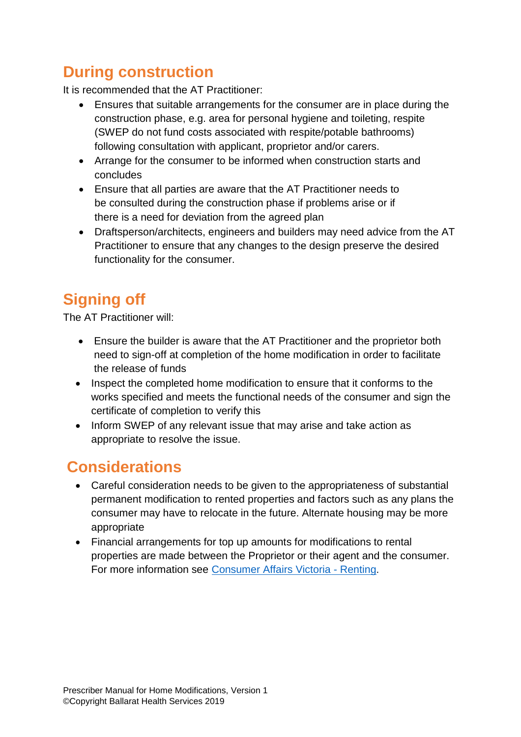## During construction

It is recommended that the AT Practitioner:

- Ensures that suitable arrangements for the consumer are in place during the construction phase, e.g. area for personal hygiene and toileting, respite (SWEP do not fund costs associated with respite/potable bathrooms) following consultation with applicant, proprietor and/or carers.
- Arrange for the consumer to be informed when construction starts and concludes
- Ensure that all parties are aware that the AT Practitioner needs to be consulted during the construction phase if problems arise or if there is a need for deviation from the agreed plan
- Draftsperson/architects, engineers and builders may need advice from the AT Practitioner to ensure that any changes to the design preserve the desired functionality for the consumer.

## Signing off

The AT Practitioner will:

- Ensure the builder is aware that the AT Practitioner and the proprietor both need to sign-off at completion of the home modification in order to facilitate the release of funds
- Inspect the completed home modification to ensure that it conforms to the works specified and meets the functional needs of the consumer and sign the certificate of completion to verify this
- Inform SWEP of any relevant issue that may arise and take action as appropriate to resolve the issue.

## Considerations

- Careful consideration needs to be given to the appropriateness of substantial permanent modification to rented properties and factors such as any plans the consumer may have to relocate in the future. Alternate housing may be more appropriate
- Financial arrangements for top up amounts for modifications to rental properties are made between the Proprietor or their agent and the consumer. For more information see [Consumer Affairs Victoria - Renting](Consumer Affairs Victoria - Renting).

Prescriber Manual for Home Modifications, Version 1
©Copyright Ballarat Health Services 2019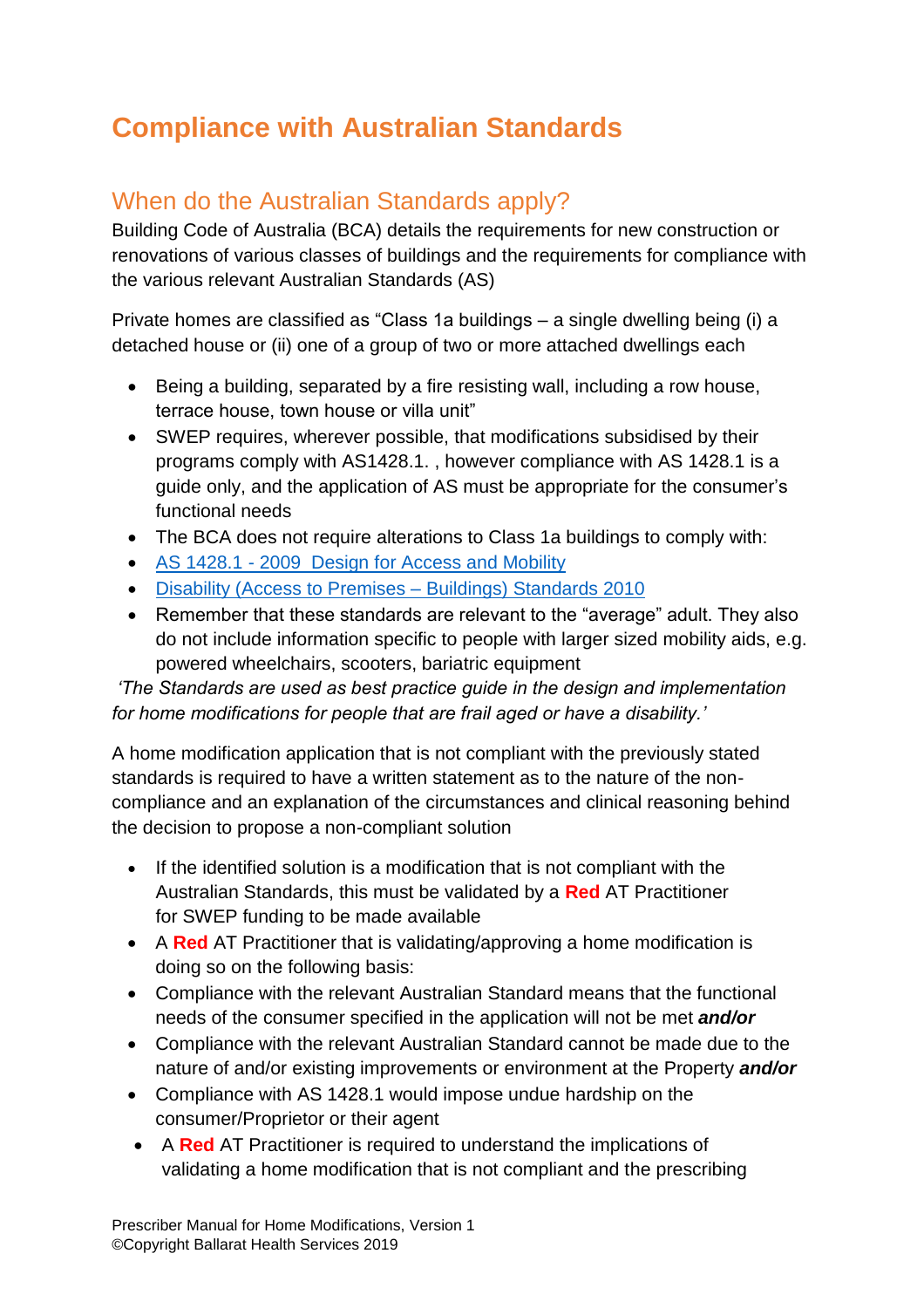# Compliance with Australian Standards

## When do the Australian Standards apply?

Building Code of Australia (BCA) details the requirements for new construction or renovations of various classes of buildings and the requirements for compliance with the various relevant Australian Standards (AS)

Private homes are classified as "Class 1a buildings – a single dwelling being (i) a detached house or (ii) one of a group of two or more attached dwellings each

- Being a building, separated by a fire resisting wall, including a row house, terrace house, town house or villa unit"
- SWEP requires, wherever possible, that modifications subsidised by their programs comply with AS1428.1. , however compliance with AS 1428.1 is a guide only, and the application of AS must be appropriate for the consumer's functional needs
- The BCA does not require alterations to Class 1a buildings to comply with:
- AS 1428.1 - 2009 Design for Access and Mobility
- Disability (Access to Premises – Buildings) Standards 2010
- Remember that these standards are relevant to the "average" adult. They also do not include information specific to people with larger sized mobility aids, e.g. powered wheelchairs, scooters, bariatric equipment

*'The Standards are used as best practice guide in the design and implementation for home modifications for people that are frail aged or have a disability.'*

A home modification application that is not compliant with the previously stated standards is required to have a written statement as to the nature of the non-compliance and an explanation of the circumstances and clinical reasoning behind the decision to propose a non-compliant solution

- If the identified solution is a modification that is not compliant with the Australian Standards, this must be validated by a **Red** AT Practitioner for SWEP funding to be made available
- A **Red** AT Practitioner that is validating/approving a home modification is doing so on the following basis:
- Compliance with the relevant Australian Standard means that the functional needs of the consumer specified in the application will not be met ***and/or***
- Compliance with the relevant Australian Standard cannot be made due to the nature of and/or existing improvements or environment at the Property ***and/or***
- Compliance with AS 1428.1 would impose undue hardship on the consumer/Proprietor or their agent
- A **Red** AT Practitioner is required to understand the implications of validating a home modification that is not compliant and the prescribing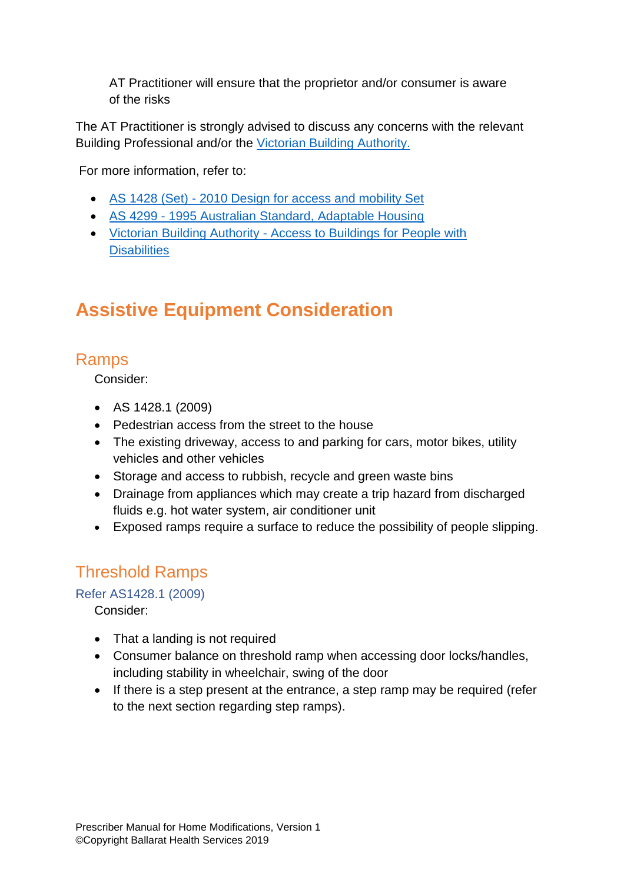AT Practitioner will ensure that the proprietor and/or consumer is aware of the risks

The AT Practitioner is strongly advised to discuss any concerns with the relevant Building Professional and/or the [Victorian Building Authority.]

For more information, refer to:

- [AS 1428 (Set) - 2010 Design for access and mobility Set]
- [AS 4299 - 1995 Australian Standard, Adaptable Housing]
- [Victorian Building Authority - Access to Buildings for People with Disabilities]

# Assistive Equipment Consideration

## Ramps

Consider:

- AS 1428.1 (2009)
- Pedestrian access from the street to the house
- The existing driveway, access to and parking for cars, motor bikes, utility vehicles and other vehicles
- Storage and access to rubbish, recycle and green waste bins
- Drainage from appliances which may create a trip hazard from discharged fluids e.g. hot water system, air conditioner unit
- Exposed ramps require a surface to reduce the possibility of people slipping.

## Threshold Ramps

### Refer AS1428.1 (2009)

Consider:

- That a landing is not required
- Consumer balance on threshold ramp when accessing door locks/handles, including stability in wheelchair, swing of the door
- If there is a step present at the entrance, a step ramp may be required (refer to the next section regarding step ramps).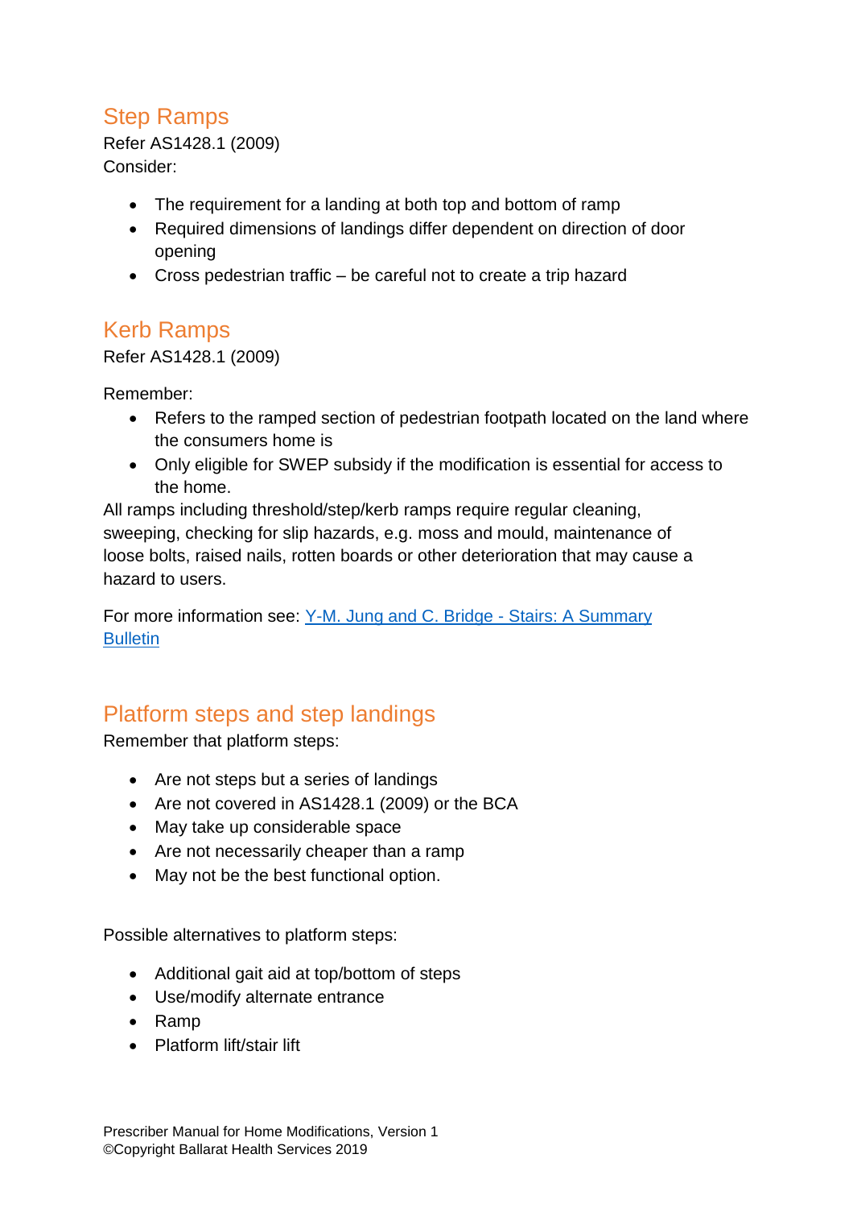## Step Ramps

Refer AS1428.1 (2009)
Consider:

- The requirement for a landing at both top and bottom of ramp
- Required dimensions of landings differ dependent on direction of door opening
- Cross pedestrian traffic – be careful not to create a trip hazard

## Kerb Ramps

Refer AS1428.1 (2009)

Remember:

- Refers to the ramped section of pedestrian footpath located on the land where the consumers home is
- Only eligible for SWEP subsidy if the modification is essential for access to the home.

All ramps including threshold/step/kerb ramps require regular cleaning, sweeping, checking for slip hazards, e.g. moss and mould, maintenance of loose bolts, raised nails, rotten boards or other deterioration that may cause a hazard to users.

For more information see: [Y-M. Jung and C. Bridge - Stairs: A Summary Bulletin]

## Platform steps and step landings

Remember that platform steps:

- Are not steps but a series of landings
- Are not covered in AS1428.1 (2009) or the BCA
- May take up considerable space
- Are not necessarily cheaper than a ramp
- May not be the best functional option.

Possible alternatives to platform steps:

- Additional gait aid at top/bottom of steps
- Use/modify alternate entrance
- Ramp
- Platform lift/stair lift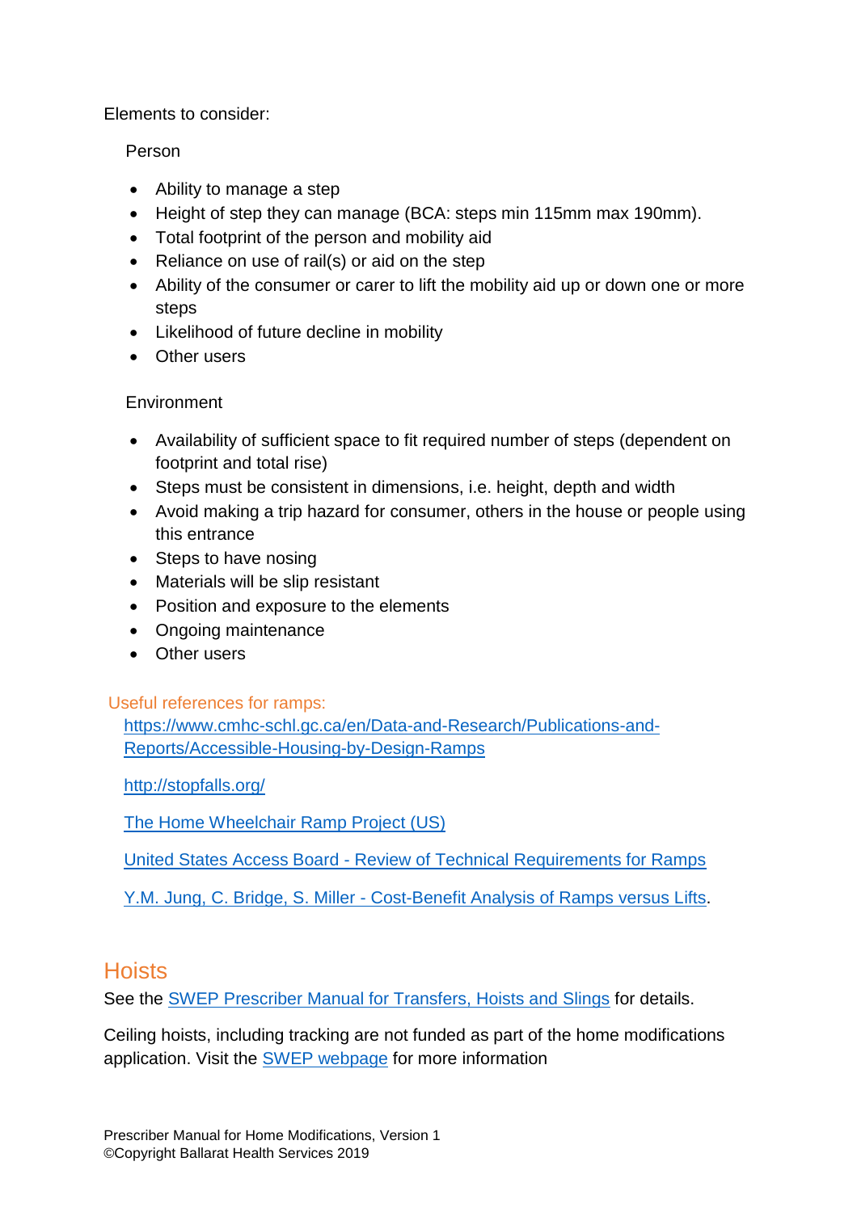Elements to consider:

Person

- Ability to manage a step
- Height of step they can manage (BCA: steps min 115mm max 190mm).
- Total footprint of the person and mobility aid
- Reliance on use of rail(s) or aid on the step
- Ability of the consumer or carer to lift the mobility aid up or down one or more steps
- Likelihood of future decline in mobility
- Other users

Environment

- Availability of sufficient space to fit required number of steps (dependent on footprint and total rise)
- Steps must be consistent in dimensions, i.e. height, depth and width
- Avoid making a trip hazard for consumer, others in the house or people using this entrance
- Steps to have nosing
- Materials will be slip resistant
- Position and exposure to the elements
- Ongoing maintenance
- Other users

Useful references for ramps:

[https://www.cmhc-schl.gc.ca/en/Data-and-Research/Publications-and-Reports/Accessible-Housing-by-Design-Ramps](https://www.cmhc-schl.gc.ca/en/Data-and-Research/Publications-and-Reports/Accessible-Housing-by-Design-Ramps)

[http://stopfalls.org/](http://stopfalls.org/)

The Home Wheelchair Ramp Project (US)

United States Access Board - Review of Technical Requirements for Ramps

Y.M. Jung, C. Bridge, S. Miller - Cost-Benefit Analysis of Ramps versus Lifts.

## Hoists

See the SWEP Prescriber Manual for Transfers, Hoists and Slings for details.

Ceiling hoists, including tracking are not funded as part of the home modifications application. Visit the SWEP webpage for more information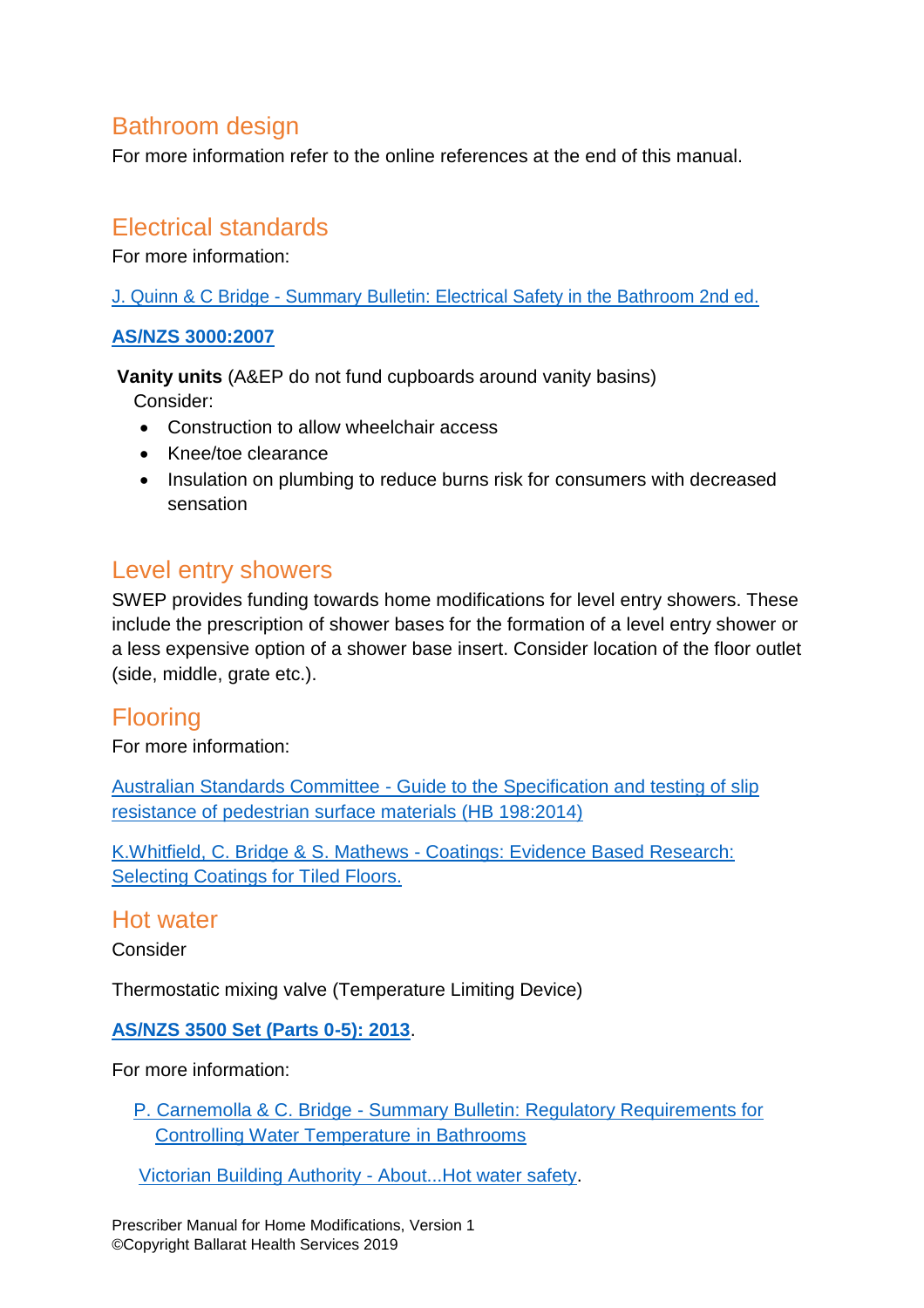## Bathroom design

For more information refer to the online references at the end of this manual.

## Electrical standards

For more information:

[J. Quinn & C Bridge - Summary Bulletin: Electrical Safety in the Bathroom 2nd ed.]

**[AS/NZS 3000:2007]**

**Vanity units** (A&EP do not fund cupboards around vanity basins)

Consider:

- Construction to allow wheelchair access
- Knee/toe clearance
- Insulation on plumbing to reduce burns risk for consumers with decreased sensation

## Level entry showers

SWEP provides funding towards home modifications for level entry showers. These include the prescription of shower bases for the formation of a level entry shower or a less expensive option of a shower base insert. Consider location of the floor outlet (side, middle, grate etc.).

## Flooring

For more information:

[Australian Standards Committee - Guide to the Specification and testing of slip resistance of pedestrian surface materials (HB 198:2014)]

[K.Whitfield, C. Bridge & S. Mathews - Coatings: Evidence Based Research: Selecting Coatings for Tiled Floors.]

## Hot water

Consider

Thermostatic mixing valve (Temperature Limiting Device)

**[AS/NZS 3500 Set (Parts 0-5): 2013]**.

For more information:

[P. Carnemolla & C. Bridge - Summary Bulletin: Regulatory Requirements for Controlling Water Temperature in Bathrooms]

[Victorian Building Authority - About...Hot water safety].

Prescriber Manual for Home Modifications, Version 1
©Copyright Ballarat Health Services 2019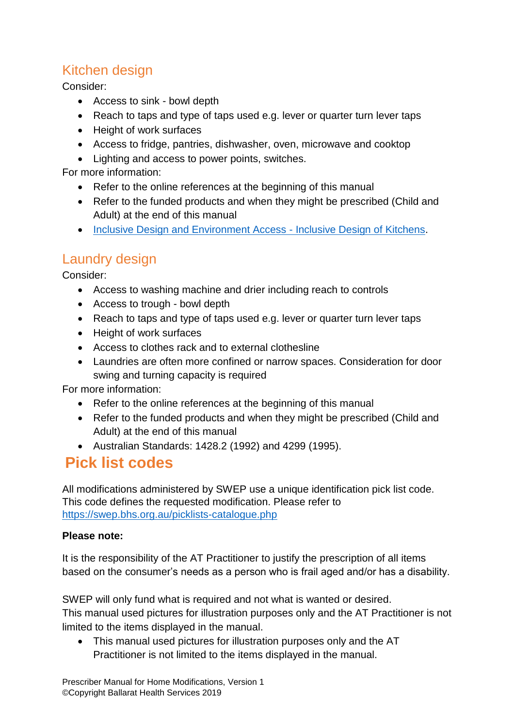## Kitchen design

Consider:

- Access to sink - bowl depth
- Reach to taps and type of taps used e.g. lever or quarter turn lever taps
- Height of work surfaces
- Access to fridge, pantries, dishwasher, oven, microwave and cooktop
- Lighting and access to power points, switches.

For more information:

- Refer to the online references at the beginning of this manual
- Refer to the funded products and when they might be prescribed (Child and Adult) at the end of this manual
- Inclusive Design and Environment Access - Inclusive Design of Kitchens.

## Laundry design

Consider:

- Access to washing machine and drier including reach to controls
- Access to trough - bowl depth
- Reach to taps and type of taps used e.g. lever or quarter turn lever taps
- Height of work surfaces
- Access to clothes rack and to external clothesline
- Laundries are often more confined or narrow spaces. Consideration for door swing and turning capacity is required

For more information:

- Refer to the online references at the beginning of this manual
- Refer to the funded products and when they might be prescribed (Child and Adult) at the end of this manual
- Australian Standards: 1428.2 (1992) and 4299 (1995).

# Pick list codes

All modifications administered by SWEP use a unique identification pick list code. This code defines the requested modification. Please refer to https://swep.bhs.org.au/picklists-catalogue.php

**Please note:**

It is the responsibility of the AT Practitioner to justify the prescription of all items based on the consumer's needs as a person who is frail aged and/or has a disability.

SWEP will only fund what is required and not what is wanted or desired.
This manual used pictures for illustration purposes only and the AT Practitioner is not limited to the items displayed in the manual.

- This manual used pictures for illustration purposes only and the AT Practitioner is not limited to the items displayed in the manual.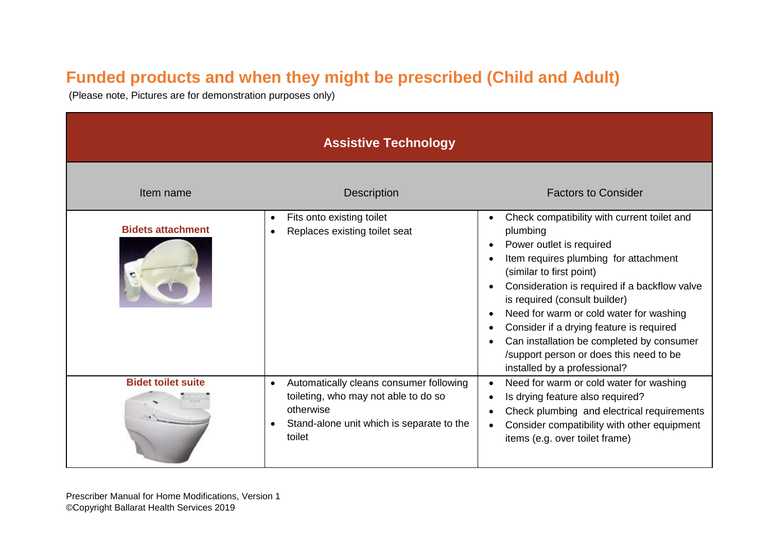# Funded products and when they might be prescribed (Child and Adult)

(Please note, Pictures are for demonstration purposes only)

| Assistive Technology | | |
|---|---|---|
| Item name | Description | Factors to Consider |
| **Bidets attachment** | • Fits onto existing toilet<br>• Replaces existing toilet seat | • Check compatibility with current toilet and plumbing<br>• Power outlet is required<br>• Item requires plumbing for attachment (similar to first point)<br>• Consideration is required if a backflow valve is required (consult builder)<br>• Need for warm or cold water for washing<br>• Consider if a drying feature is required<br>• Can installation be completed by consumer /support person or does this need to be installed by a professional? |
| **Bidet toilet suite** | • Automatically cleans consumer following toileting, who may not able to do so otherwise<br>• Stand-alone unit which is separate to the toilet | • Need for warm or cold water for washing<br>• Is drying feature also required?<br>• Check plumbing and electrical requirements<br>• Consider compatibility with other equipment items (e.g. over toilet frame) |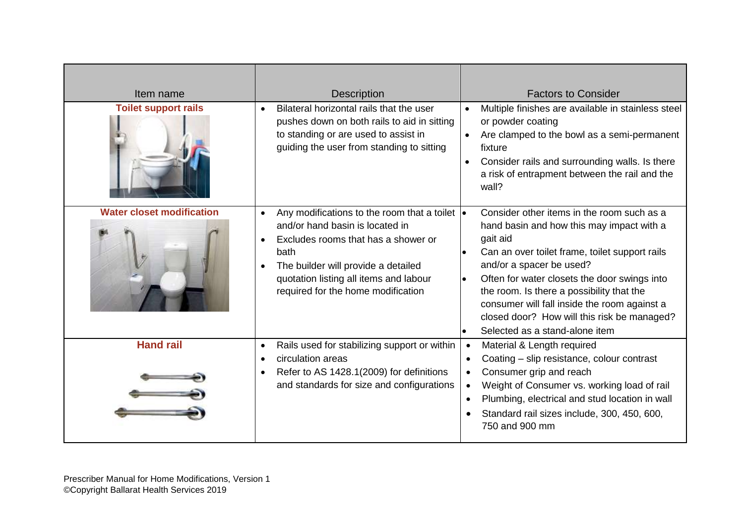| Item name | Description | Factors to Consider |
|---|---|---|
| **Toilet support rails** | • Bilateral horizontal rails that the user pushes down on both rails to aid in sitting to standing or are used to assist in guiding the user from standing to sitting | • Multiple finishes are available in stainless steel or powder coating<br>• Are clamped to the bowl as a semi-permanent fixture<br>• Consider rails and surrounding walls. Is there a risk of entrapment between the rail and the wall? |
| **Water closet modification** | • Any modifications to the room that a toilet and/or hand basin is located in<br>• Excludes rooms that has a shower or bath<br>• The builder will provide a detailed quotation listing all items and labour required for the home modification | • Consider other items in the room such as a hand basin and how this may impact with a gait aid<br>• Can an over toilet frame, toilet support rails and/or a spacer be used?<br>• Often for water closets the door swings into the room. Is there a possibility that the consumer will fall inside the room against a closed door? How will this risk be managed?<br>• Selected as a stand-alone item |
| **Hand rail** | • Rails used for stabilizing support or within<br>• circulation areas<br>• Refer to AS 1428.1(2009) for definitions and standards for size and configurations | • Material & Length required<br>• Coating – slip resistance, colour contrast<br>• Consumer grip and reach<br>• Weight of Consumer vs. working load of rail<br>• Plumbing, electrical and stud location in wall<br>• Standard rail sizes include, 300, 450, 600, 750 and 900 mm |

Prescriber Manual for Home Modifications, Version 1
©Copyright Ballarat Health Services 2019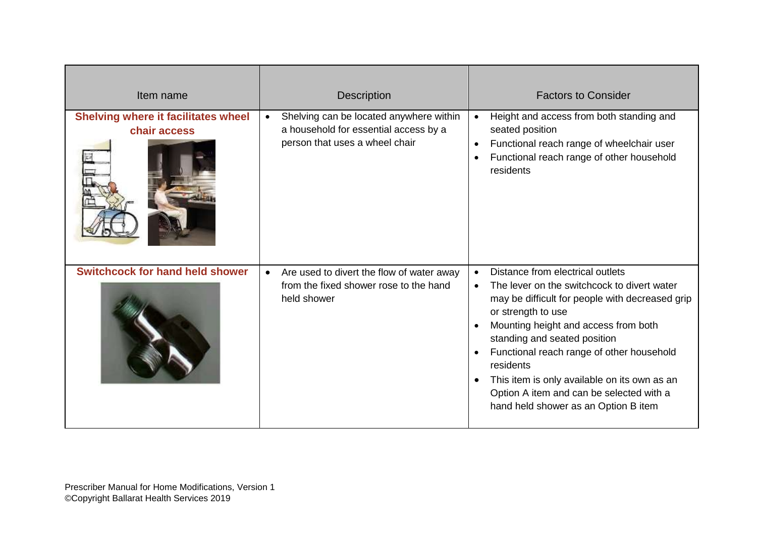| Item name | Description | Factors to Consider |
| --- | --- | --- |
| **Shelving where it facilitates wheel chair access** | • Shelving can be located anywhere within a household for essential access by a person that uses a wheel chair | • Height and access from both standing and seated position<br>• Functional reach range of wheelchair user<br>• Functional reach range of other household residents |
| **Switchcock for hand held shower** | • Are used to divert the flow of water away from the fixed shower rose to the hand held shower | • Distance from electrical outlets<br>• The lever on the switchcock to divert water may be difficult for people with decreased grip or strength to use<br>• Mounting height and access from both standing and seated position<br>• Functional reach range of other household residents<br>• This item is only available on its own as an Option A item and can be selected with a hand held shower as an Option B item |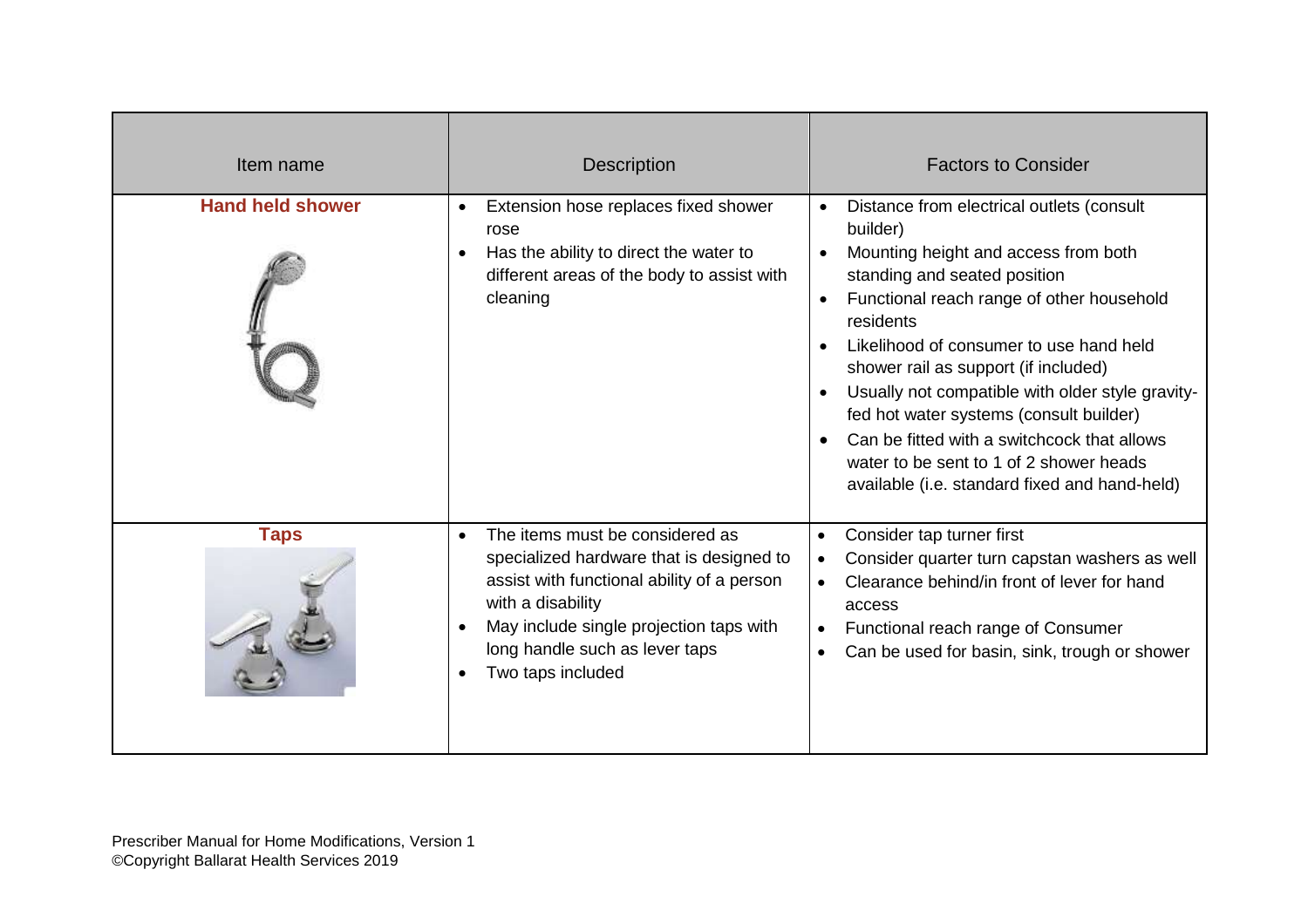| Item name | Description | Factors to Consider |
|---|---|---|
| **Hand held shower** | • Extension hose replaces fixed shower rose<br>• Has the ability to direct the water to different areas of the body to assist with cleaning | • Distance from electrical outlets (consult builder)<br>• Mounting height and access from both standing and seated position<br>• Functional reach range of other household residents<br>• Likelihood of consumer to use hand held shower rail as support (if included)<br>• Usually not compatible with older style gravity-fed hot water systems (consult builder)<br>• Can be fitted with a switchcock that allows water to be sent to 1 of 2 shower heads available (i.e. standard fixed and hand-held) |
| **Taps** | • The items must be considered as specialized hardware that is designed to assist with functional ability of a person with a disability<br>• May include single projection taps with long handle such as lever taps<br>• Two taps included | • Consider tap turner first<br>• Consider quarter turn capstan washers as well<br>• Clearance behind/in front of lever for hand access<br>• Functional reach range of Consumer<br>• Can be used for basin, sink, trough or shower |

Prescriber Manual for Home Modifications, Version 1
©Copyright Ballarat Health Services 2019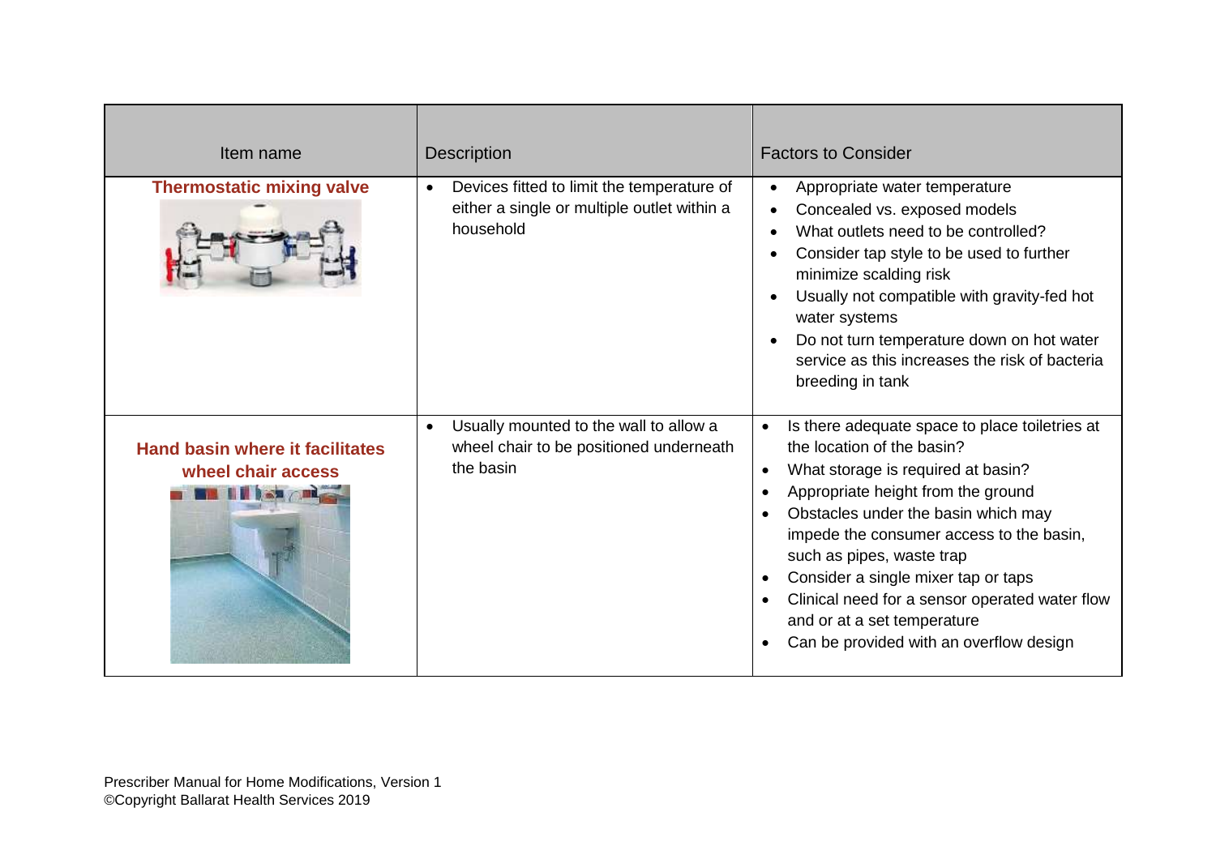| Item name | Description | Factors to Consider |
|---|---|---|
| **Thermostatic mixing valve** | • Devices fitted to limit the temperature of either a single or multiple outlet within a household | • Appropriate water temperature<br>• Concealed vs. exposed models<br>• What outlets need to be controlled?<br>• Consider tap style to be used to further minimize scalding risk<br>• Usually not compatible with gravity-fed hot water systems<br>• Do not turn temperature down on hot water service as this increases the risk of bacteria breeding in tank |
| **Hand basin where it facilitates wheel chair access** | • Usually mounted to the wall to allow a wheel chair to be positioned underneath the basin | • Is there adequate space to place toiletries at the location of the basin?<br>• What storage is required at basin?<br>• Appropriate height from the ground<br>• Obstacles under the basin which may impede the consumer access to the basin, such as pipes, waste trap<br>• Consider a single mixer tap or taps<br>• Clinical need for a sensor operated water flow and or at a set temperature<br>• Can be provided with an overflow design |

Prescriber Manual for Home Modifications, Version 1
©Copyright Ballarat Health Services 2019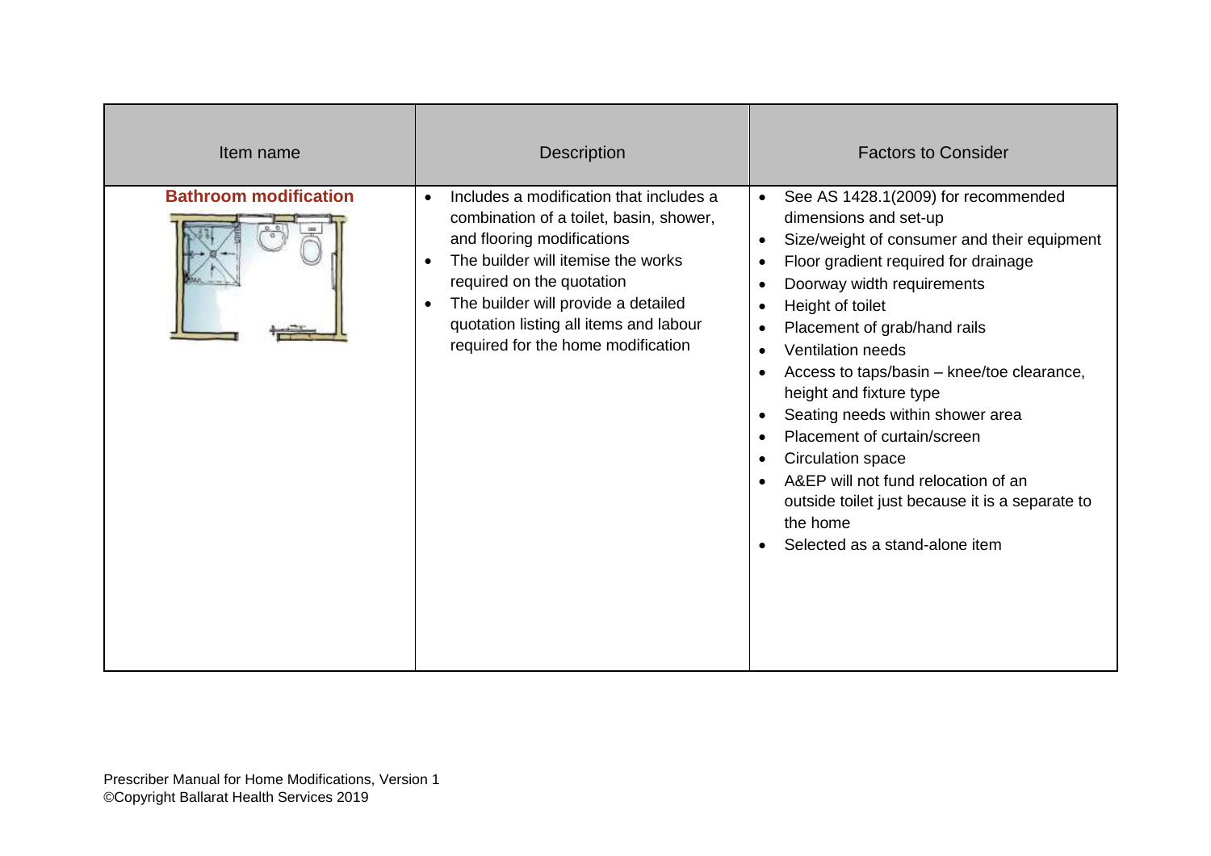| Item name | Description | Factors to Consider |
| --- | --- | --- |
| **Bathroom modification** | • Includes a modification that includes a combination of a toilet, basin, shower, and flooring modifications<br>• The builder will itemise the works required on the quotation<br>• The builder will provide a detailed quotation listing all items and labour required for the home modification | • See AS 1428.1(2009) for recommended dimensions and set-up<br>• Size/weight of consumer and their equipment<br>• Floor gradient required for drainage<br>• Doorway width requirements<br>• Height of toilet<br>• Placement of grab/hand rails<br>• Ventilation needs<br>• Access to taps/basin – knee/toe clearance, height and fixture type<br>• Seating needs within shower area<br>• Placement of curtain/screen<br>• Circulation space<br>• A&EP will not fund relocation of an outside toilet just because it is a separate to the home<br>• Selected as a stand-alone item |

Prescriber Manual for Home Modifications, Version 1
©Copyright Ballarat Health Services 2019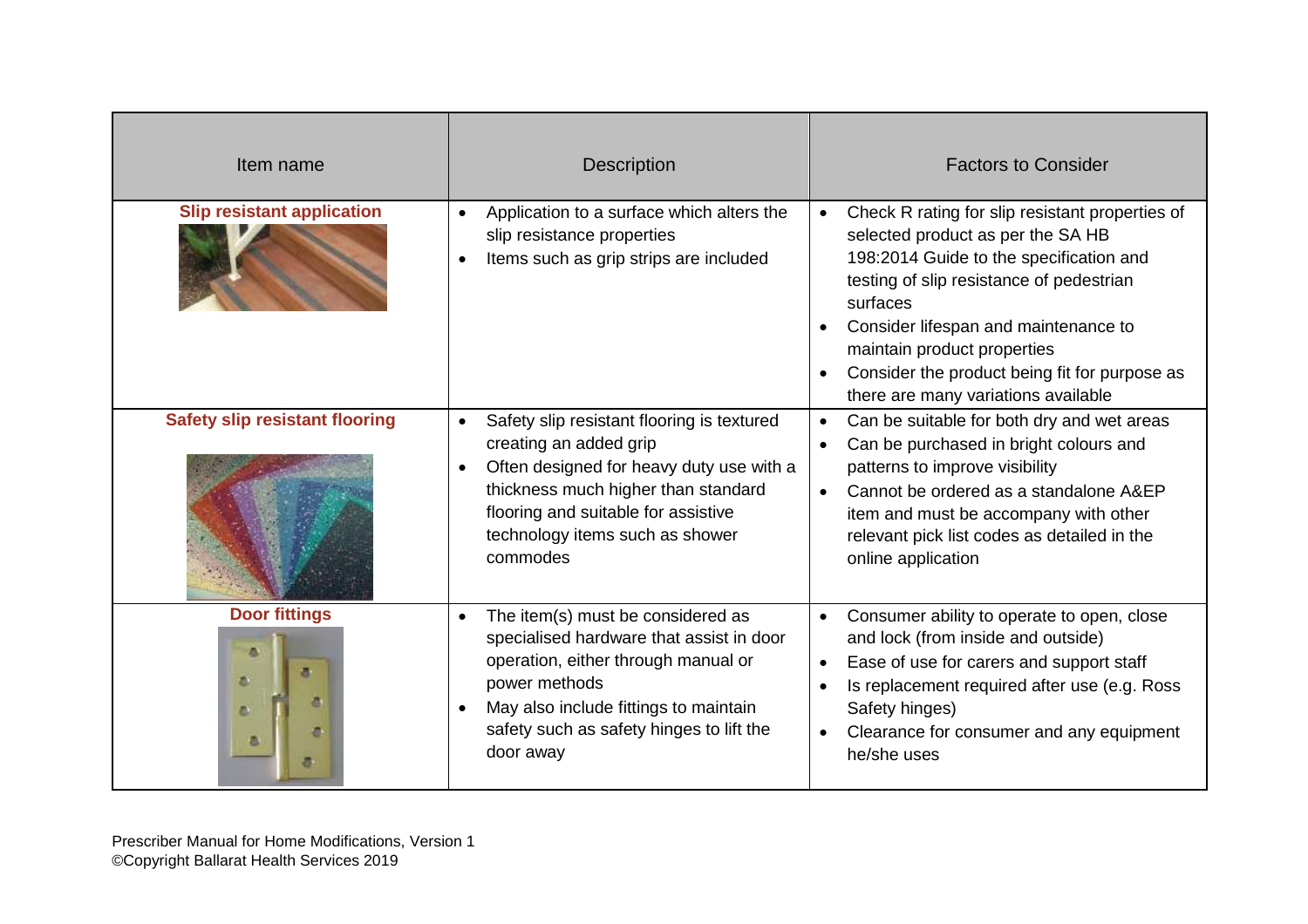| Item name | Description | Factors to Consider |
| --- | --- | --- |
| **Slip resistant application** | • Application to a surface which alters the slip resistance properties<br>• Items such as grip strips are included | • Check R rating for slip resistant properties of selected product as per the SA HB 198:2014 Guide to the specification and testing of slip resistance of pedestrian surfaces<br>• Consider lifespan and maintenance to maintain product properties<br>• Consider the product being fit for purpose as there are many variations available |
| **Safety slip resistant flooring** | • Safety slip resistant flooring is textured creating an added grip<br>• Often designed for heavy duty use with a thickness much higher than standard flooring and suitable for assistive technology items such as shower commodes | • Can be suitable for both dry and wet areas<br>• Can be purchased in bright colours and patterns to improve visibility<br>• Cannot be ordered as a standalone A&EP item and must be accompany with other relevant pick list codes as detailed in the online application |
| **Door fittings** | • The item(s) must be considered as specialised hardware that assist in door operation, either through manual or power methods<br>• May also include fittings to maintain safety such as safety hinges to lift the door away | • Consumer ability to operate to open, close and lock (from inside and outside)<br>• Ease of use for carers and support staff<br>• Is replacement required after use (e.g. Ross Safety hinges)<br>• Clearance for consumer and any equipment he/she uses |

Prescriber Manual for Home Modifications, Version 1
©Copyright Ballarat Health Services 2019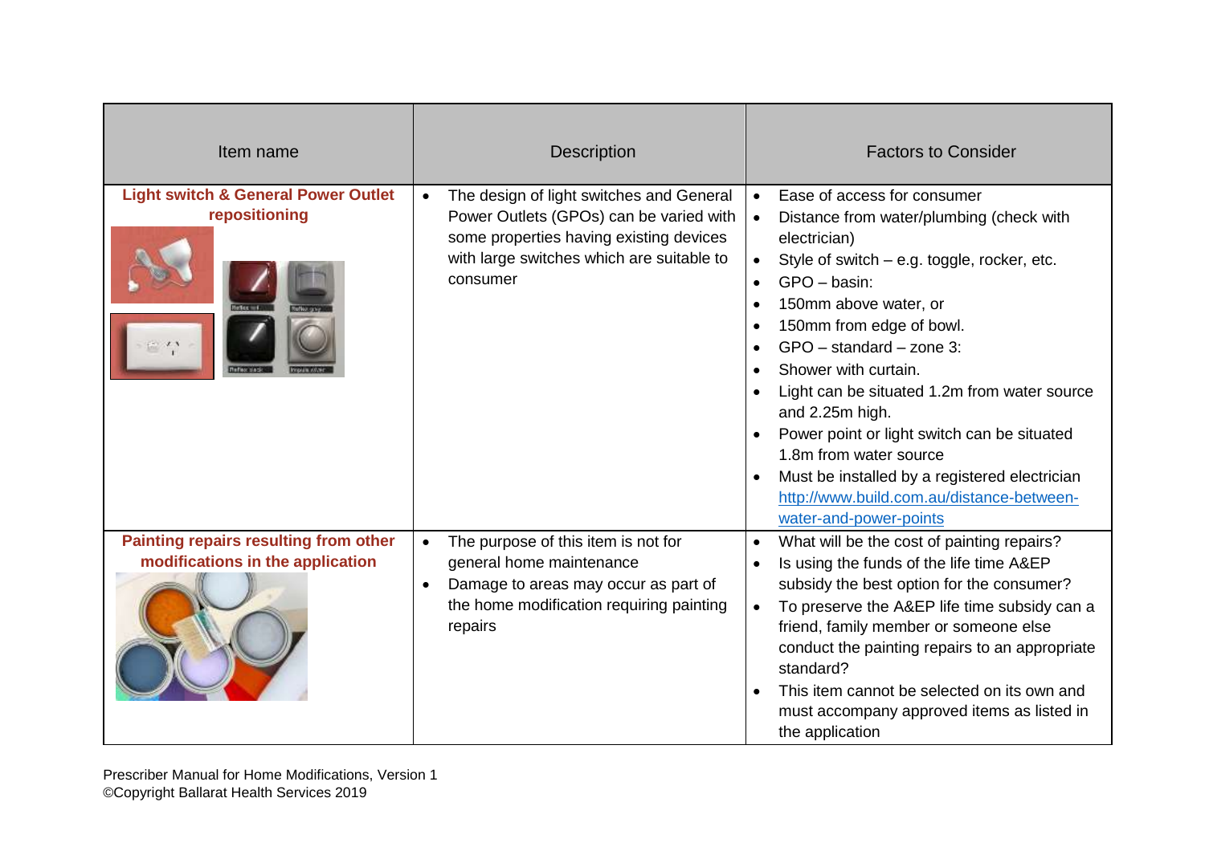| Item name | Description | Factors to Consider |
|---|---|---|
| **Light switch & General Power Outlet repositioning** | • The design of light switches and General Power Outlets (GPOs) can be varied with some properties having existing devices with large switches which are suitable to consumer | • Ease of access for consumer<br>• Distance from water/plumbing (check with electrician)<br>• Style of switch – e.g. toggle, rocker, etc.<br>• GPO – basin:<br>• 150mm above water, or<br>• 150mm from edge of bowl.<br>• GPO – standard – zone 3:<br>• Shower with curtain.<br>• Light can be situated 1.2m from water source and 2.25m high.<br>• Power point or light switch can be situated 1.8m from water source<br>• Must be installed by a registered electrician http://www.build.com.au/distance-between-water-and-power-points |
| **Painting repairs resulting from other modifications in the application** | • The purpose of this item is not for general home maintenance<br>• Damage to areas may occur as part of the home modification requiring painting repairs | • What will be the cost of painting repairs?<br>• Is using the funds of the life time A&EP subsidy the best option for the consumer?<br>• To preserve the A&EP life time subsidy can a friend, family member or someone else conduct the painting repairs to an appropriate standard?<br>• This item cannot be selected on its own and must accompany approved items as listed in the application |

Prescriber Manual for Home Modifications, Version 1
©Copyright Ballarat Health Services 2019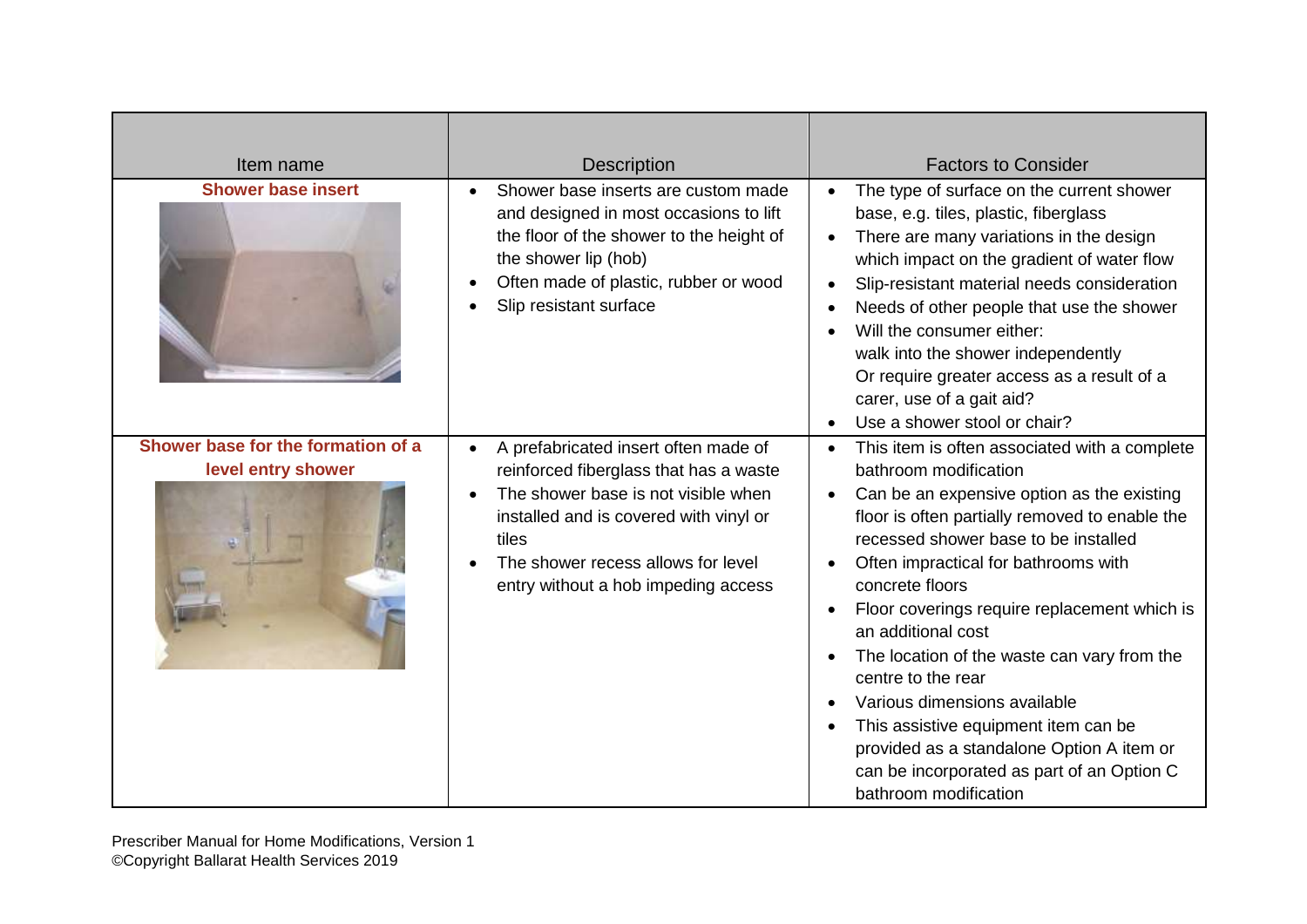| Item name | Description | Factors to Consider |
|---|---|---|
| **Shower base insert** | • Shower base inserts are custom made and designed in most occasions to lift the floor of the shower to the height of the shower lip (hob)<br>• Often made of plastic, rubber or wood<br>• Slip resistant surface | • The type of surface on the current shower base, e.g. tiles, plastic, fiberglass<br>• There are many variations in the design which impact on the gradient of water flow<br>• Slip-resistant material needs consideration<br>• Needs of other people that use the shower<br>• Will the consumer either: walk into the shower independently Or require greater access as a result of a carer, use of a gait aid?<br>• Use a shower stool or chair? |
| **Shower base for the formation of a level entry shower** | • A prefabricated insert often made of reinforced fiberglass that has a waste<br>• The shower base is not visible when installed and is covered with vinyl or tiles<br>• The shower recess allows for level entry without a hob impeding access | • This item is often associated with a complete bathroom modification<br>• Can be an expensive option as the existing floor is often partially removed to enable the recessed shower base to be installed<br>• Often impractical for bathrooms with concrete floors<br>• Floor coverings require replacement which is an additional cost<br>• The location of the waste can vary from the centre to the rear<br>• Various dimensions available<br>• This assistive equipment item can be provided as a standalone Option A item or can be incorporated as part of an Option C bathroom modification |

Prescriber Manual for Home Modifications, Version 1
©Copyright Ballarat Health Services 2019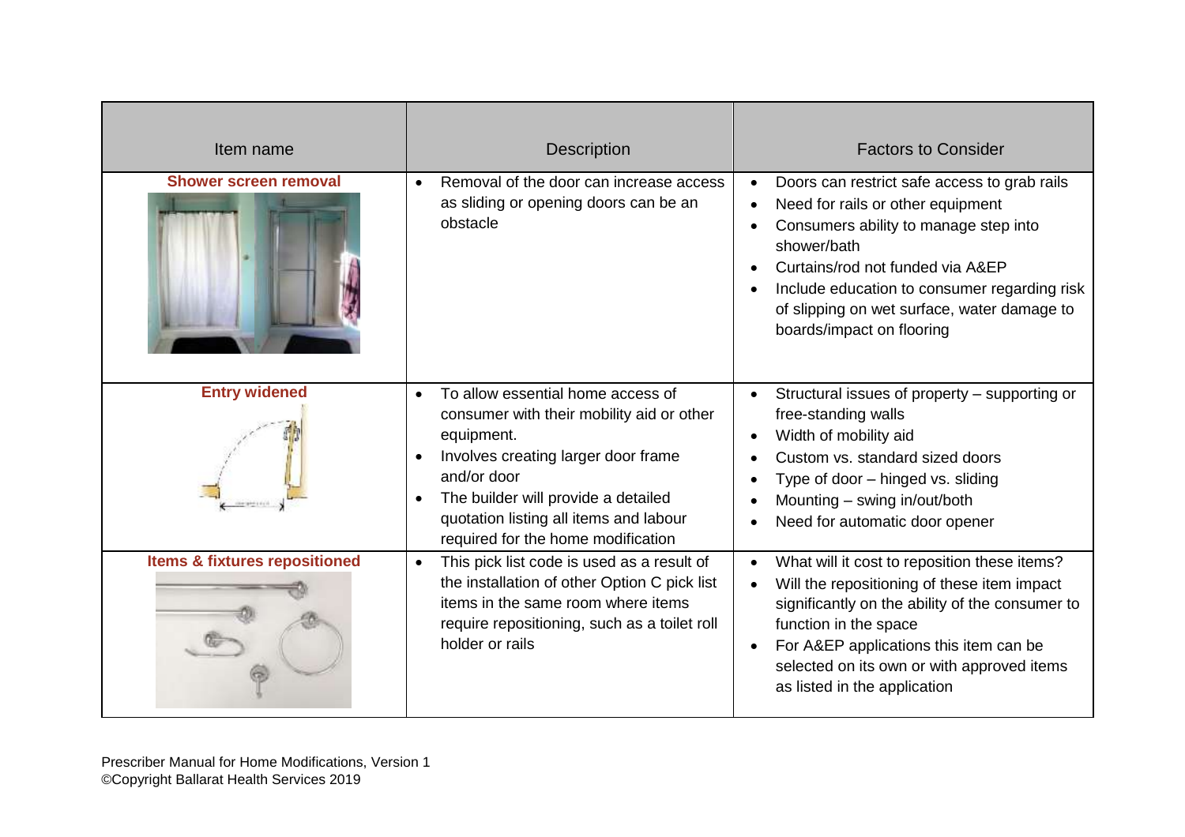| Item name | Description | Factors to Consider |
| --- | --- | --- |
| **Shower screen removal** | • Removal of the door can increase access as sliding or opening doors can be an obstacle | • Doors can restrict safe access to grab rails<br>• Need for rails or other equipment<br>• Consumers ability to manage step into shower/bath<br>• Curtains/rod not funded via A&EP<br>• Include education to consumer regarding risk of slipping on wet surface, water damage to boards/impact on flooring |
| **Entry widened** | • To allow essential home access of consumer with their mobility aid or other equipment.<br>• Involves creating larger door frame and/or door<br>• The builder will provide a detailed quotation listing all items and labour required for the home modification | • Structural issues of property – supporting or free-standing walls<br>• Width of mobility aid<br>• Custom vs. standard sized doors<br>• Type of door – hinged vs. sliding<br>• Mounting – swing in/out/both<br>• Need for automatic door opener |
| **Items & fixtures repositioned** | • This pick list code is used as a result of the installation of other Option C pick list items in the same room where items require repositioning, such as a toilet roll holder or rails | • What will it cost to reposition these items?<br>• Will the repositioning of these item impact significantly on the ability of the consumer to function in the space<br>• For A&EP applications this item can be selected on its own or with approved items as listed in the application |

Prescriber Manual for Home Modifications, Version 1
©Copyright Ballarat Health Services 2019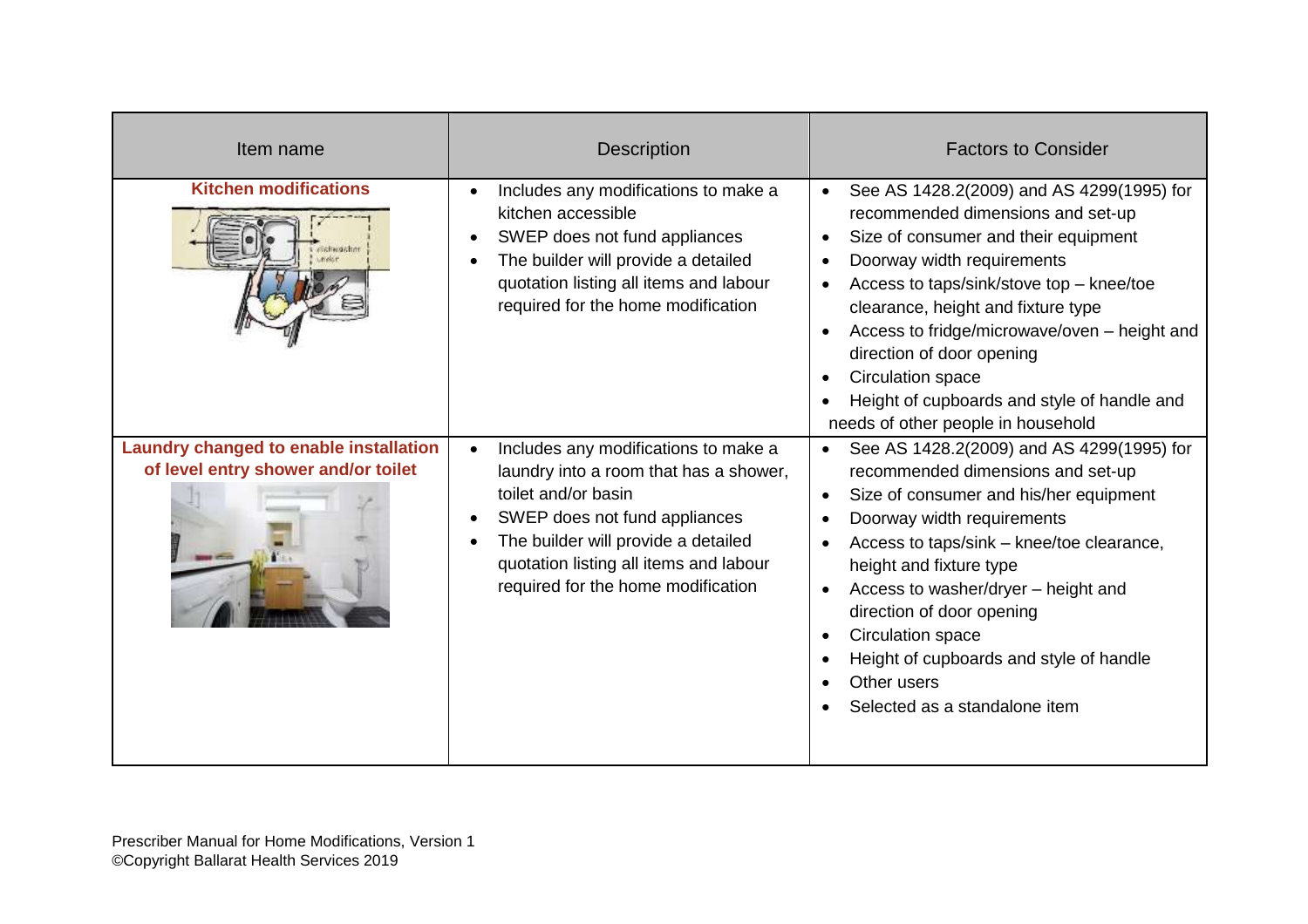| Item name | Description | Factors to Consider |
|---|---|---|
| **Kitchen modifications** | • Includes any modifications to make a kitchen accessible<br>• SWEP does not fund appliances<br>• The builder will provide a detailed quotation listing all items and labour required for the home modification | • See AS 1428.2(2009) and AS 4299(1995) for recommended dimensions and set-up<br>• Size of consumer and their equipment<br>• Doorway width requirements<br>• Access to taps/sink/stove top – knee/toe clearance, height and fixture type<br>• Access to fridge/microwave/oven – height and direction of door opening<br>• Circulation space<br>• Height of cupboards and style of handle and needs of other people in household |
| **Laundry changed to enable installation of level entry shower and/or toilet** | • Includes any modifications to make a laundry into a room that has a shower, toilet and/or basin<br>• SWEP does not fund appliances<br>• The builder will provide a detailed quotation listing all items and labour required for the home modification | • See AS 1428.2(2009) and AS 4299(1995) for recommended dimensions and set-up<br>• Size of consumer and his/her equipment<br>• Doorway width requirements<br>• Access to taps/sink – knee/toe clearance, height and fixture type<br>• Access to washer/dryer – height and direction of door opening<br>• Circulation space<br>• Height of cupboards and style of handle<br>• Other users<br>• Selected as a standalone item |

Prescriber Manual for Home Modifications, Version 1
©Copyright Ballarat Health Services 2019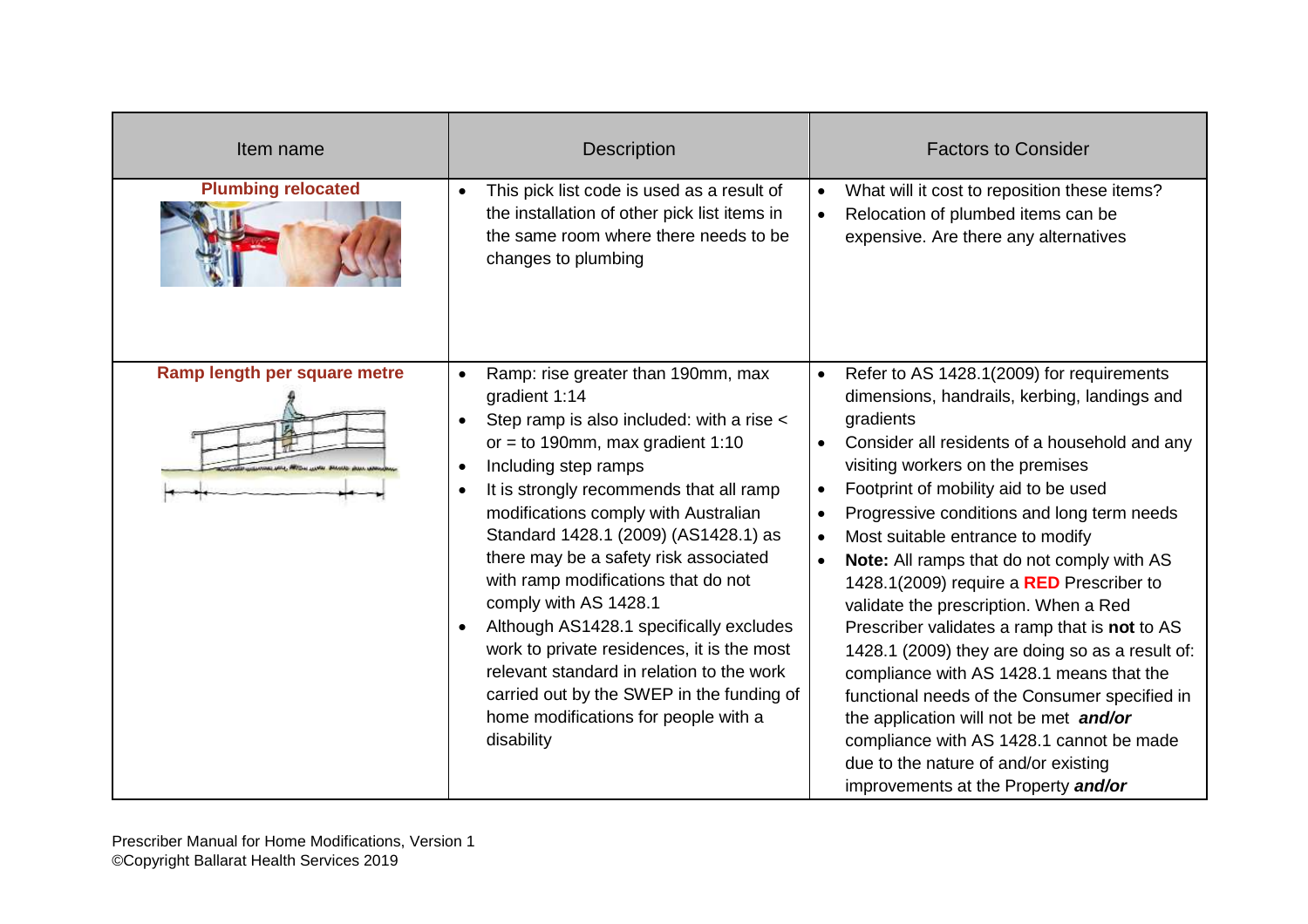| Item name | Description | Factors to Consider |
|---|---|---|
| **Plumbing relocated** | • This pick list code is used as a result of the installation of other pick list items in the same room where there needs to be changes to plumbing | • What will it cost to reposition these items?<br>• Relocation of plumbed items can be expensive. Are there any alternatives |
| **Ramp length per square metre** | • Ramp: rise greater than 190mm, max gradient 1:14<br>• Step ramp is also included: with a rise < or = to 190mm, max gradient 1:10<br>• Including step ramps<br>• It is strongly recommends that all ramp modifications comply with Australian Standard 1428.1 (2009) (AS1428.1) as there may be a safety risk associated with ramp modifications that do not comply with AS 1428.1<br>• Although AS1428.1 specifically excludes work to private residences, it is the most relevant standard in relation to the work carried out by the SWEP in the funding of home modifications for people with a disability | • Refer to AS 1428.1(2009) for requirements dimensions, handrails, kerbing, landings and gradients<br>• Consider all residents of a household and any visiting workers on the premises<br>• Footprint of mobility aid to be used<br>• Progressive conditions and long term needs<br>• Most suitable entrance to modify<br>• **Note:** All ramps that do not comply with AS 1428.1(2009) require a **RED** Prescriber to validate the prescription. When a Red Prescriber validates a ramp that is **not** to AS 1428.1 (2009) they are doing so as a result of: compliance with AS 1428.1 means that the functional needs of the Consumer specified in the application will not be met ***and/or*** compliance with AS 1428.1 cannot be made due to the nature of and/or existing improvements at the Property ***and/or*** |

Prescriber Manual for Home Modifications, Version 1
©Copyright Ballarat Health Services 2019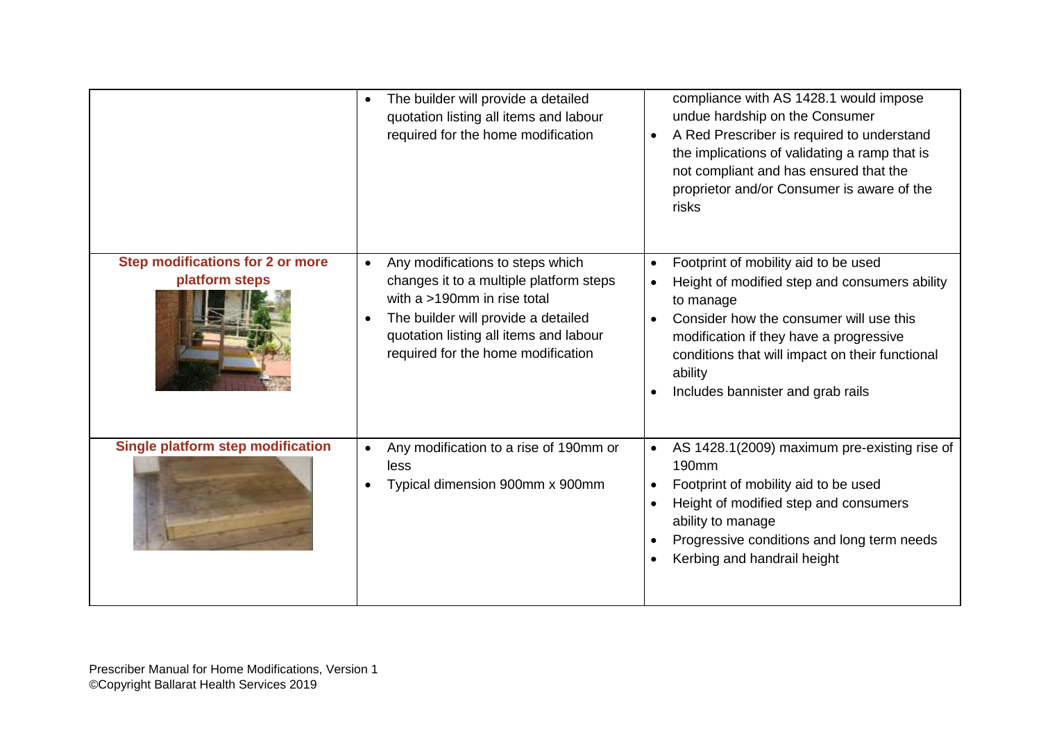| | | |
|---|---|---|
| | • The builder will provide a detailed quotation listing all items and labour required for the home modification | compliance with AS 1428.1 would impose undue hardship on the Consumer<br>• A Red Prescriber is required to understand the implications of validating a ramp that is not compliant and has ensured that the proprietor and/or Consumer is aware of the risks |
| **Step modifications for 2 or more platform steps** | • Any modifications to steps which changes it to a multiple platform steps with a >190mm in rise total<br>• The builder will provide a detailed quotation listing all items and labour required for the home modification | • Footprint of mobility aid to be used<br>• Height of modified step and consumers ability to manage<br>• Consider how the consumer will use this modification if they have a progressive conditions that will impact on their functional ability<br>• Includes bannister and grab rails |
| **Single platform step modification** | • Any modification to a rise of 190mm or less<br>• Typical dimension 900mm x 900mm | • AS 1428.1(2009) maximum pre-existing rise of 190mm<br>• Footprint of mobility aid to be used<br>• Height of modified step and consumers ability to manage<br>• Progressive conditions and long term needs<br>• Kerbing and handrail height |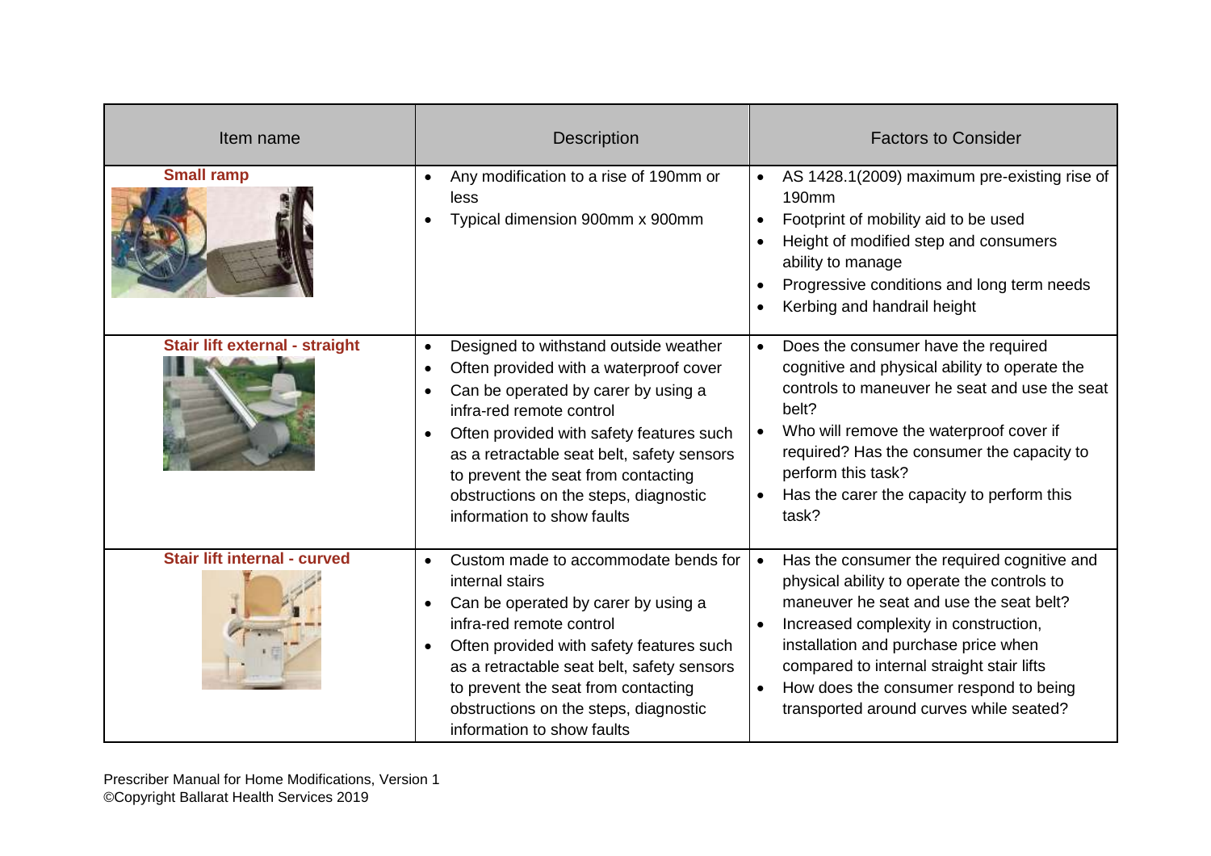| Item name | Description | Factors to Consider |
|---|---|---|
| **Small ramp** | • Any modification to a rise of 190mm or less<br>• Typical dimension 900mm x 900mm | • AS 1428.1(2009) maximum pre-existing rise of 190mm<br>• Footprint of mobility aid to be used<br>• Height of modified step and consumers ability to manage<br>• Progressive conditions and long term needs<br>• Kerbing and handrail height |
| **Stair lift external - straight** | • Designed to withstand outside weather<br>• Often provided with a waterproof cover<br>• Can be operated by carer by using a infra-red remote control<br>• Often provided with safety features such as a retractable seat belt, safety sensors to prevent the seat from contacting obstructions on the steps, diagnostic information to show faults | • Does the consumer have the required cognitive and physical ability to operate the controls to maneuver he seat and use the seat belt?<br>• Who will remove the waterproof cover if required? Has the consumer the capacity to perform this task?<br>• Has the carer the capacity to perform this task? |
| **Stair lift internal - curved** | • Custom made to accommodate bends for internal stairs<br>• Can be operated by carer by using a infra-red remote control<br>• Often provided with safety features such as a retractable seat belt, safety sensors to prevent the seat from contacting obstructions on the steps, diagnostic information to show faults | • Has the consumer the required cognitive and physical ability to operate the controls to maneuver he seat and use the seat belt?<br>• Increased complexity in construction, installation and purchase price when compared to internal straight stair lifts<br>• How does the consumer respond to being transported around curves while seated? |

Prescriber Manual for Home Modifications, Version 1
©Copyright Ballarat Health Services 2019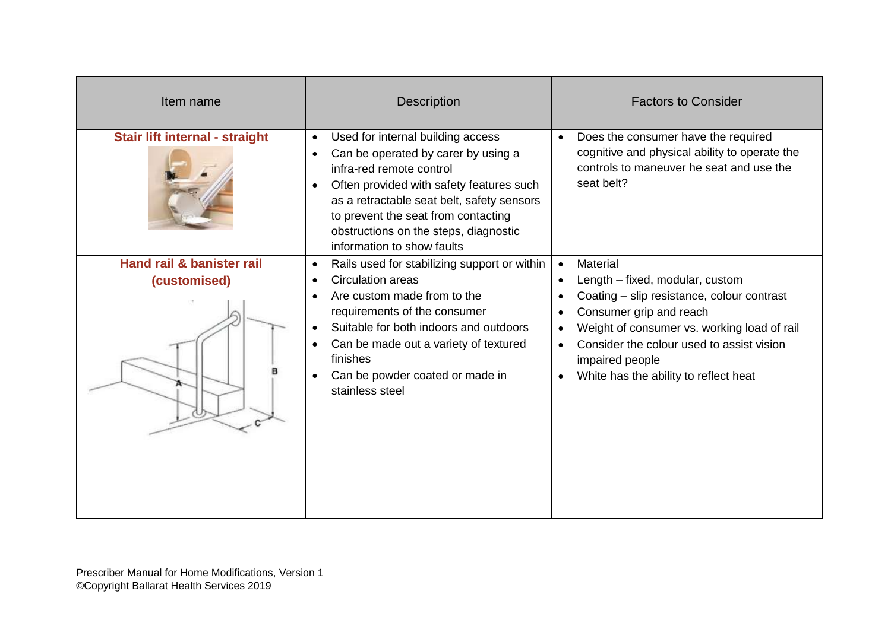| Item name | Description | Factors to Consider |
|---|---|---|
| **Stair lift internal - straight** | • Used for internal building access<br>• Can be operated by carer by using a infra-red remote control<br>• Often provided with safety features such as a retractable seat belt, safety sensors to prevent the seat from contacting obstructions on the steps, diagnostic information to show faults | • Does the consumer have the required cognitive and physical ability to operate the controls to maneuver he seat and use the seat belt? |
| **Hand rail & banister rail (customised)** | • Rails used for stabilizing support or within<br>• Circulation areas<br>• Are custom made from to the requirements of the consumer<br>• Suitable for both indoors and outdoors<br>• Can be made out a variety of textured finishes<br>• Can be powder coated or made in stainless steel | • Material<br>• Length – fixed, modular, custom<br>• Coating – slip resistance, colour contrast<br>• Consumer grip and reach<br>• Weight of consumer vs. working load of rail<br>• Consider the colour used to assist vision impaired people<br>• White has the ability to reflect heat |

Prescriber Manual for Home Modifications, Version 1
©Copyright Ballarat Health Services 2019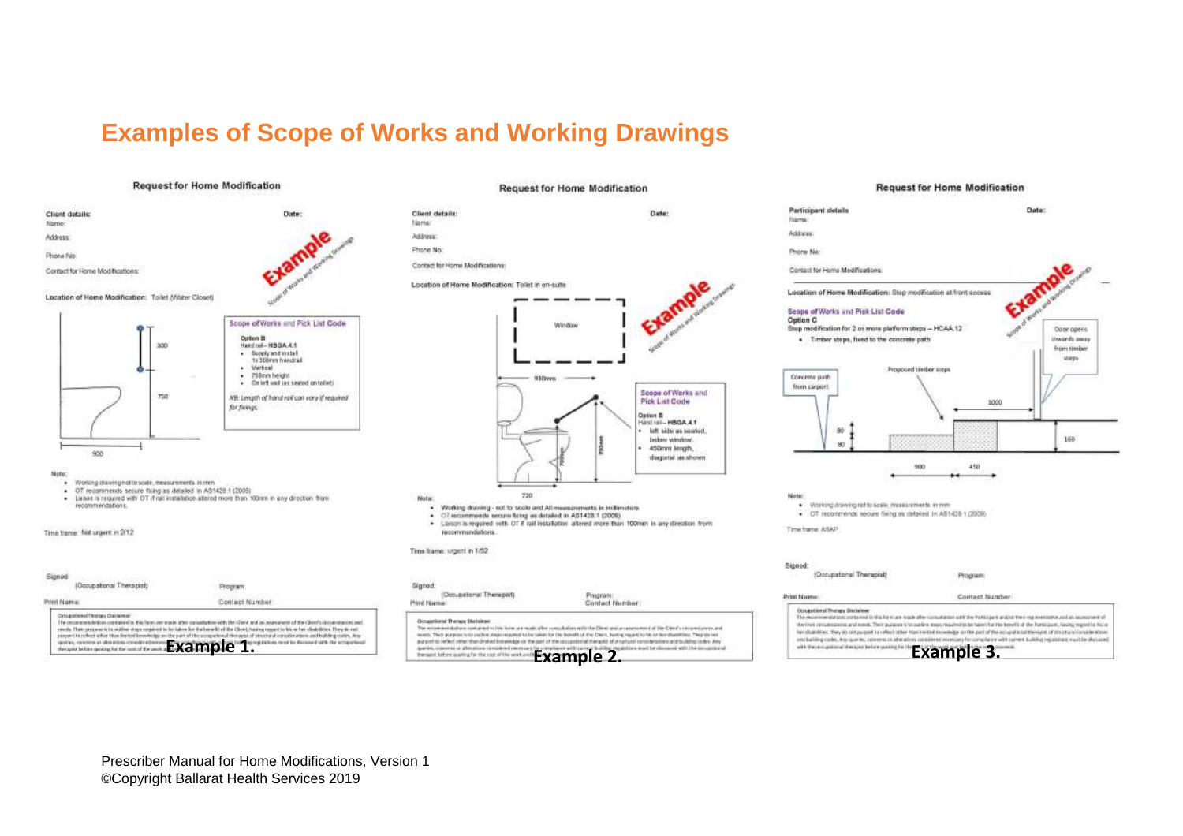# Examples of Scope of Works and Working Drawings

## Request for Home Modification

**Client details:** **Date:**

Name:

Address:

Phone No:

Contact for Home Modifications:

**Location of Home Modification:** Toilet (Water Closet)

Example — Scope of Works and Working Drawings

300

750

900

**Scope of Works and Pick List Code**

**Option B**

Hand rail – **HBGA.4.1**

- Supply and install 1x 300mm handrail
- Vertical
- 750mm height
- On left wall (as seated on toilet)

*NB: Length of hand rail can vary if required for fixings.*

Note:

- Working drawing not to scale, measurements in mm
- OT recommends secure fixing as detailed in AS1428.1 (2009)
- Liaison is required with OT if rail installation altered more than 100mm in any direction from recommendations.

Time frame: Not urgent in 2/12

Signed:

(Occupational Therapist) Program:

Print Name: Contact Number:

Occupational Therapy Disclaimer

**Example 1.**

## Request for Home Modification

**Client details:** **Date:**

Name:

Address:

Phone No:

Contact for Home Modifications:

**Location of Home Modification:** Toilet in en-suite

Example — Scope of Works and Working Drawings

Window

930mm

950mm

700mm

720

**Scope of Works and Pick List Code**

**Option B**

Hand rail – **HBGA.4.1**

- left side as seated, below window.
- 450mm length, diagonal as shown

Note:

- Working drawing - not to scale and All measurements in millimetres
- OT recommends secure fixing as detailed in AS1428.1 (2009)
- Liaison is required with OT if rail installation altered more than 100mm in any direction from recommendations.

Time frame: urgent in 1/52

Signed:

(Occupational Therapist) Program:

Print Name: Contact Number:

Occupational Therapy Disclaimer

**Example 2.**

## Request for Home Modification

**Participant details** **Date:**

Name:

Address:

Phone No:

Contact for Home Modifications:

**Location of Home Modification:** Step modification at front access

Example — Scope of Works and Working Drawings

**Scope of Works and Pick List Code**

**Option C**

Step modification for 2 or more platform steps – HCAA.12

- Timber steps, fixed to the concrete path

Door opens inwards away from timber steps

Proposed timber steps

Concrete path from carport

1000

80

80

160

900

450

Note:

- Working drawing not to scale, measurements in mm
- OT recommends secure fixing as detailed in AS1428.1 (2009)

Time frame: ASAP

Signed:

(Occupational Therapist) Program:

Print Name: Contact Number:

Occupational Therapy Disclaimer

**Example 3.**

Prescriber Manual for Home Modifications, Version 1
©Copyright Ballarat Health Services 2019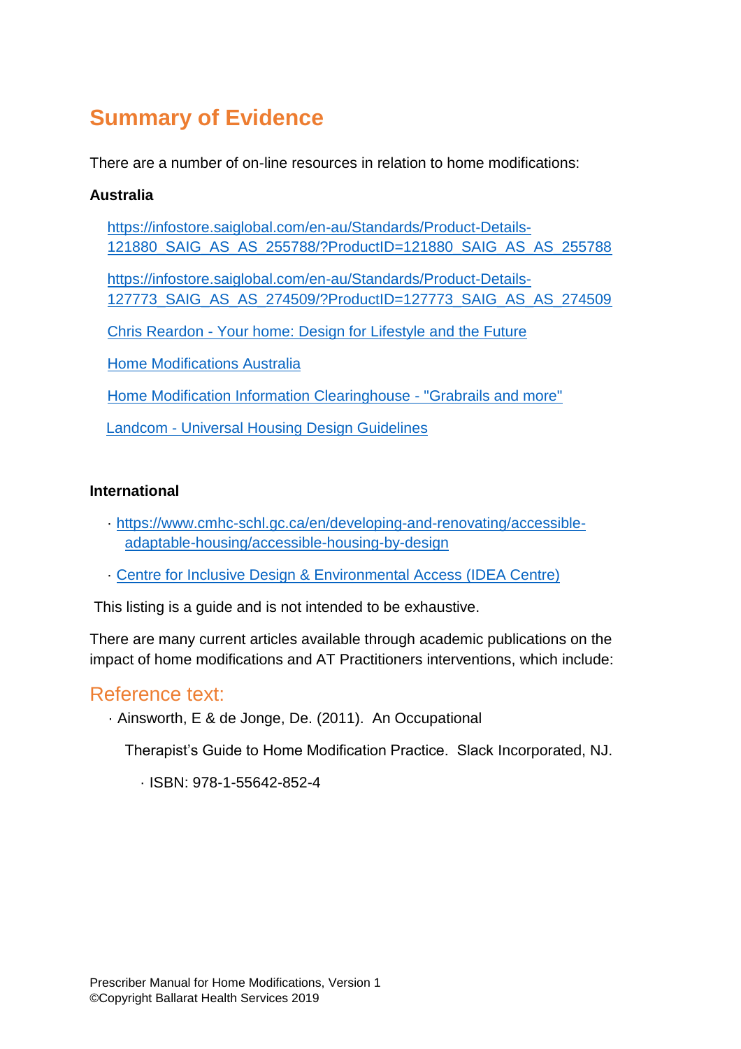# Summary of Evidence

There are a number of on-line resources in relation to home modifications:

**Australia**

https://infostore.saiglobal.com/en-au/Standards/Product-Details-121880_SAIG_AS_AS_255788/?ProductID=121880_SAIG_AS_AS_255788

https://infostore.saiglobal.com/en-au/Standards/Product-Details-127773_SAIG_AS_AS_274509/?ProductID=127773_SAIG_AS_AS_274509

Chris Reardon - Your home: Design for Lifestyle and the Future

Home Modifications Australia

Home Modification Information Clearinghouse - "Grabrails and more"

Landcom - Universal Housing Design Guidelines

**International**

- https://www.cmhc-schl.gc.ca/en/developing-and-renovating/accessible-adaptable-housing/accessible-housing-by-design
- Centre for Inclusive Design & Environmental Access (IDEA Centre)

This listing is a guide and is not intended to be exhaustive.

There are many current articles available through academic publications on the impact of home modifications and AT Practitioners interventions, which include:

## Reference text:

- Ainsworth, E & de Jonge, De. (2011). An Occupational Therapist's Guide to Home Modification Practice. Slack Incorporated, NJ.
  - ISBN: 978-1-55642-852-4